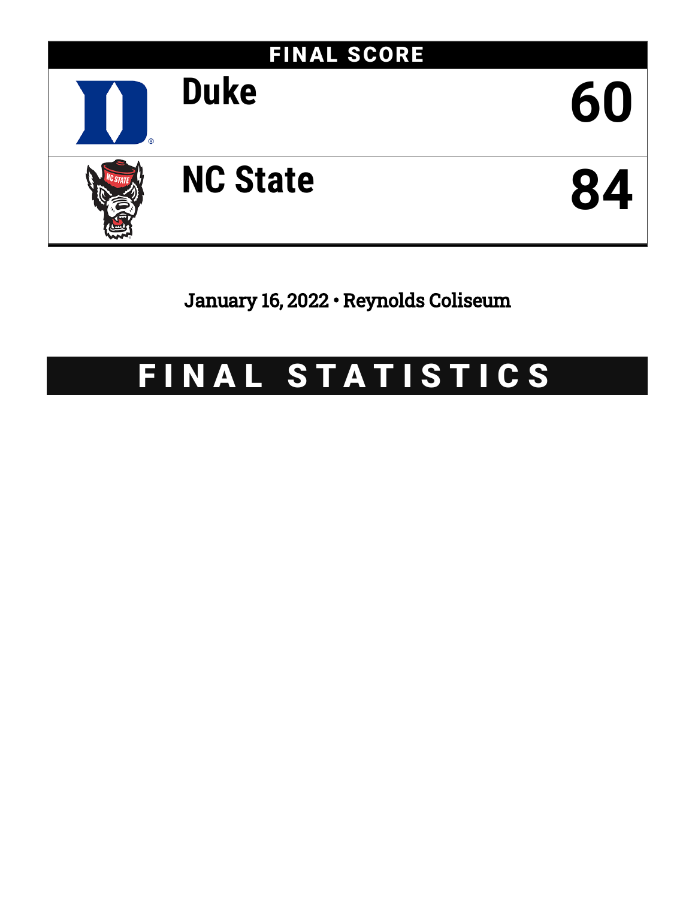## FINAL SCORE

| Team | Score |
|---|---|
| Duke | 60 |
| NC State | 84 |

January 16, 2022 • Reynolds Coliseum

# FINAL STATISTICS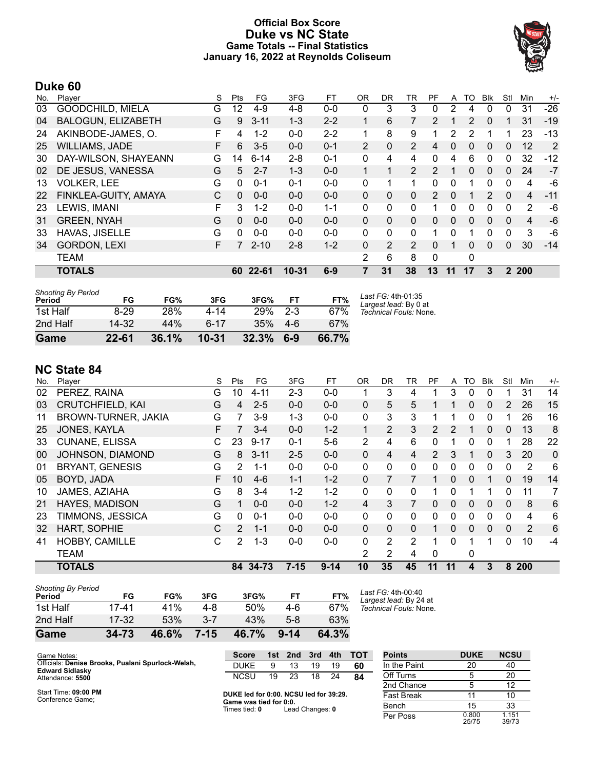# Official Box Score
## Duke vs NC State
### Game Totals -- Final Statistics
### January 16, 2022 at Reynolds Coliseum

## Duke 60

| No. | Player | S | Pts | FG | 3FG | FT | OR | DR | TR | PF | A | TO | Blk | Stl | Min | +/- |
|---|---|---|---|---|---|---|---|---|---|---|---|---|---|---|---|---|
| 03 | GOODCHILD, MIELA | G | 12 | 4-9 | 4-8 | 0-0 | 0 | 3 | 3 | 0 | 2 | 4 | 0 | 0 | 31 | -26 |
| 04 | BALOGUN, ELIZABETH | G | 9 | 3-11 | 1-3 | 2-2 | 1 | 6 | 7 | 2 | 1 | 2 | 0 | 1 | 31 | -19 |
| 24 | AKINBODE-JAMES, O. | F | 4 | 1-2 | 0-0 | 2-2 | 1 | 8 | 9 | 1 | 2 | 2 | 1 | 1 | 23 | -13 |
| 25 | WILLIAMS, JADE | F | 6 | 3-5 | 0-0 | 0-1 | 2 | 0 | 2 | 4 | 0 | 0 | 0 | 0 | 12 | 2 |
| 30 | DAY-WILSON, SHAYEANN | G | 14 | 6-14 | 2-8 | 0-1 | 0 | 4 | 4 | 0 | 4 | 6 | 0 | 0 | 32 | -12 |
| 02 | DE JESUS, VANESSA | G | 5 | 2-7 | 1-3 | 0-0 | 1 | 1 | 2 | 2 | 1 | 0 | 0 | 0 | 24 | -7 |
| 13 | VOLKER, LEE | G | 0 | 0-1 | 0-1 | 0-0 | 0 | 1 | 1 | 0 | 0 | 1 | 0 | 0 | 4 | -6 |
| 22 | FINKLEA-GUITY, AMAYA | C | 0 | 0-0 | 0-0 | 0-0 | 0 | 0 | 0 | 2 | 0 | 1 | 2 | 0 | 4 | -11 |
| 23 | LEWIS, IMANI | F | 3 | 1-2 | 0-0 | 1-1 | 0 | 0 | 0 | 1 | 0 | 0 | 0 | 0 | 2 | -6 |
| 31 | GREEN, NYAH | G | 0 | 0-0 | 0-0 | 0-0 | 0 | 0 | 0 | 0 | 0 | 0 | 0 | 0 | 4 | -6 |
| 33 | HAVAS, JISELLE | G | 0 | 0-0 | 0-0 | 0-0 | 0 | 0 | 0 | 1 | 0 | 1 | 0 | 0 | 3 | -6 |
| 34 | GORDON, LEXI | F | 7 | 2-10 | 2-8 | 1-2 | 0 | 2 | 2 | 0 | 1 | 0 | 0 | 0 | 30 | -14 |
| | TEAM | | | | | | 2 | 6 | 8 | 0 | | 0 | | | | |
| | **TOTALS** | | **60** | **22-61** | **10-31** | **6-9** | **7** | **31** | **38** | **13** | **11** | **17** | **3** | **2** | **200** | |

| Period | FG | FG% | 3FG | 3FG% | FT | FT% |
|---|---|---|---|---|---|---|
| 1st Half | 8-29 | 28% | 4-14 | 29% | 2-3 | 67% |
| 2nd Half | 14-32 | 44% | 6-17 | 35% | 4-6 | 67% |
| **Game** | **22-61** | **36.1%** | **10-31** | **32.3%** | **6-9** | **66.7%** |

*Last FG:* 4th-01:35
*Largest lead:* By 0 at
*Technical Fouls:* None.

## NC State 84

| No. | Player | S | Pts | FG | 3FG | FT | OR | DR | TR | PF | A | TO | Blk | Stl | Min | +/- |
|---|---|---|---|---|---|---|---|---|---|---|---|---|---|---|---|---|
| 02 | PEREZ, RAINA | G | 10 | 4-11 | 2-3 | 0-0 | 1 | 3 | 4 | 1 | 3 | 0 | 0 | 1 | 31 | 14 |
| 03 | CRUTCHFIELD, KAI | G | 4 | 2-5 | 0-0 | 0-0 | 0 | 5 | 5 | 1 | 1 | 0 | 0 | 2 | 26 | 15 |
| 11 | BROWN-TURNER, JAKIA | G | 7 | 3-9 | 1-3 | 0-0 | 0 | 3 | 3 | 1 | 1 | 0 | 0 | 1 | 26 | 16 |
| 25 | JONES, KAYLA | F | 7 | 3-4 | 0-0 | 1-2 | 1 | 2 | 3 | 2 | 2 | 1 | 0 | 0 | 13 | 8 |
| 33 | CUNANE, ELISSA | C | 23 | 9-17 | 0-1 | 5-6 | 2 | 4 | 6 | 0 | 1 | 0 | 0 | 1 | 28 | 22 |
| 00 | JOHNSON, DIAMOND | G | 8 | 3-11 | 2-5 | 0-0 | 0 | 4 | 4 | 2 | 3 | 1 | 0 | 3 | 20 | 0 |
| 01 | BRYANT, GENESIS | G | 2 | 1-1 | 0-0 | 0-0 | 0 | 0 | 0 | 0 | 0 | 0 | 0 | 0 | 2 | 6 |
| 05 | BOYD, JADA | F | 10 | 4-6 | 1-1 | 1-2 | 0 | 7 | 7 | 1 | 0 | 0 | 1 | 0 | 19 | 14 |
| 10 | JAMES, AZIAHA | G | 8 | 3-4 | 1-2 | 1-2 | 0 | 0 | 0 | 1 | 0 | 1 | 1 | 0 | 11 | 7 |
| 21 | HAYES, MADISON | G | 1 | 0-0 | 0-0 | 1-2 | 4 | 3 | 7 | 0 | 0 | 0 | 0 | 0 | 8 | 6 |
| 23 | TIMMONS, JESSICA | G | 0 | 0-1 | 0-0 | 0-0 | 0 | 0 | 0 | 0 | 0 | 0 | 0 | 0 | 4 | 6 |
| 32 | HART, SOPHIE | C | 2 | 1-1 | 0-0 | 0-0 | 0 | 0 | 0 | 1 | 0 | 0 | 0 | 0 | 2 | 6 |
| 41 | HOBBY, CAMILLE | C | 2 | 1-3 | 0-0 | 0-0 | 0 | 2 | 2 | 1 | 0 | 1 | 1 | 0 | 10 | -4 |
| | TEAM | | | | | | 2 | 2 | 4 | 0 | | 0 | | | | |
| | **TOTALS** | | **84** | **34-73** | **7-15** | **9-14** | **10** | **35** | **45** | **11** | **11** | **4** | **3** | **8** | **200** | |

| Period | FG | FG% | 3FG | 3FG% | FT | FT% |
|---|---|---|---|---|---|---|
| 1st Half | 17-41 | 41% | 4-8 | 50% | 4-6 | 67% |
| 2nd Half | 17-32 | 53% | 3-7 | 43% | 5-8 | 63% |
| **Game** | **34-73** | **46.6%** | **7-15** | **46.7%** | **9-14** | **64.3%** |

*Last FG:* 4th-00:40
*Largest lead:* By 24 at
*Technical Fouls:* None.

Game Notes:
Officials: **Denise Brooks, Pualani Spurlock-Welsh, Edward Sidlasky**
Attendance: **5500**

Start Time: **09:00 PM**
Conference Game;

| Score | 1st | 2nd | 3rd | 4th | TOT |
|---|---|---|---|---|---|
| DUKE | 9 | 13 | 19 | 19 | **60** |
| NCSU | 19 | 23 | 18 | 24 | **84** |

**DUKE led for 0:00. NCSU led for 39:29.**
**Game was tied for 0:0.**
Times tied: **0** Lead Changes: **0**

| Points | DUKE | NCSU |
|---|---|---|
| In the Paint | 20 | 40 |
| Off Turns | 5 | 20 |
| 2nd Chance | 5 | 12 |
| Fast Break | 11 | 10 |
| Bench | 15 | 33 |
| Per Poss | 0.800 25/75 | 1.151 39/73 |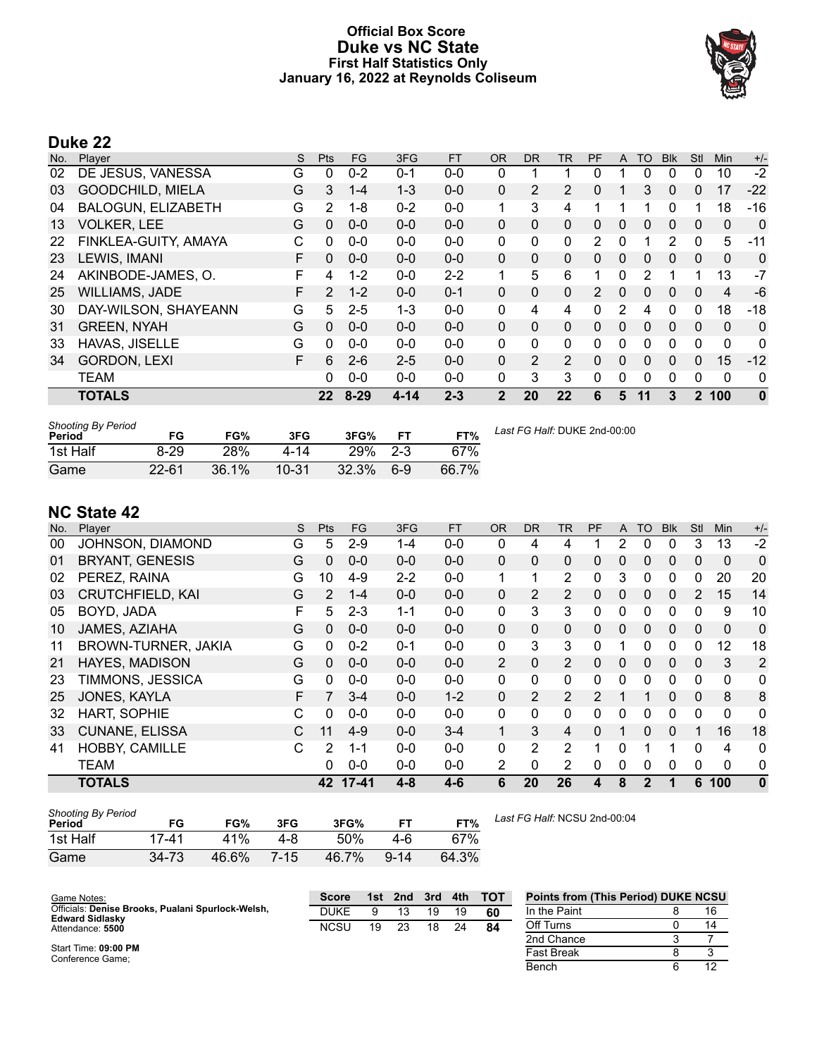# Official Box Score
## Duke vs NC State
### First Half Statistics Only
### January 16, 2022 at Reynolds Coliseum

## Duke 22

| No. | Player | S | Pts | FG | 3FG | FT | OR | DR | TR | PF | A | TO | Blk | Stl | Min | +/- |
|---|---|---|---|---|---|---|---|---|---|---|---|---|---|---|---|---|
| 02 | DE JESUS, VANESSA | G | 0 | 0-2 | 0-1 | 0-0 | 0 | 1 | 1 | 0 | 1 | 0 | 0 | 0 | 10 | -2 |
| 03 | GOODCHILD, MIELA | G | 3 | 1-4 | 1-3 | 0-0 | 0 | 2 | 2 | 0 | 1 | 3 | 0 | 0 | 17 | -22 |
| 04 | BALOGUN, ELIZABETH | G | 2 | 1-8 | 0-2 | 0-0 | 1 | 3 | 4 | 1 | 1 | 1 | 0 | 1 | 18 | -16 |
| 13 | VOLKER, LEE | G | 0 | 0-0 | 0-0 | 0-0 | 0 | 0 | 0 | 0 | 0 | 0 | 0 | 0 | 0 | 0 |
| 22 | FINKLEA-GUITY, AMAYA | C | 0 | 0-0 | 0-0 | 0-0 | 0 | 0 | 0 | 2 | 0 | 1 | 2 | 0 | 5 | -11 |
| 23 | LEWIS, IMANI | F | 0 | 0-0 | 0-0 | 0-0 | 0 | 0 | 0 | 0 | 0 | 0 | 0 | 0 | 0 | 0 |
| 24 | AKINBODE-JAMES, O. | F | 4 | 1-2 | 0-0 | 2-2 | 1 | 5 | 6 | 1 | 0 | 2 | 1 | 1 | 13 | -7 |
| 25 | WILLIAMS, JADE | F | 2 | 1-2 | 0-0 | 0-1 | 0 | 0 | 0 | 2 | 0 | 0 | 0 | 0 | 4 | -6 |
| 30 | DAY-WILSON, SHAYEANN | G | 5 | 2-5 | 1-3 | 0-0 | 0 | 4 | 4 | 0 | 2 | 4 | 0 | 0 | 18 | -18 |
| 31 | GREEN, NYAH | G | 0 | 0-0 | 0-0 | 0-0 | 0 | 0 | 0 | 0 | 0 | 0 | 0 | 0 | 0 | 0 |
| 33 | HAVAS, JISELLE | G | 0 | 0-0 | 0-0 | 0-0 | 0 | 0 | 0 | 0 | 0 | 0 | 0 | 0 | 0 | 0 |
| 34 | GORDON, LEXI | F | 6 | 2-6 | 2-5 | 0-0 | 0 | 2 | 2 | 0 | 0 | 0 | 0 | 0 | 15 | -12 |
| | TEAM | | 0 | 0-0 | 0-0 | 0-0 | 0 | 3 | 3 | 0 | 0 | 0 | 0 | 0 | 0 | 0 |
| | **TOTALS** | | **22** | **8-29** | **4-14** | **2-3** | **2** | **20** | **22** | **6** | **5** | **11** | **3** | **2** | **100** | **0** |

| Shooting By Period | FG | FG% | 3FG | 3FG% | FT | FT% |
|---|---|---|---|---|---|---|
| 1st Half | 8-29 | 28% | 4-14 | 29% | 2-3 | 67% |
| Game | 22-61 | 36.1% | 10-31 | 32.3% | 6-9 | 66.7% |

*Last FG Half:* DUKE 2nd-00:00

## NC State 42

| No. | Player | S | Pts | FG | 3FG | FT | OR | DR | TR | PF | A | TO | Blk | Stl | Min | +/- |
|---|---|---|---|---|---|---|---|---|---|---|---|---|---|---|---|---|
| 00 | JOHNSON, DIAMOND | G | 5 | 2-9 | 1-4 | 0-0 | 0 | 4 | 4 | 1 | 2 | 0 | 0 | 3 | 13 | -2 |
| 01 | BRYANT, GENESIS | G | 0 | 0-0 | 0-0 | 0-0 | 0 | 0 | 0 | 0 | 0 | 0 | 0 | 0 | 0 | 0 |
| 02 | PEREZ, RAINA | G | 10 | 4-9 | 2-2 | 0-0 | 1 | 1 | 2 | 0 | 3 | 0 | 0 | 0 | 20 | 20 |
| 03 | CRUTCHFIELD, KAI | G | 2 | 1-4 | 0-0 | 0-0 | 0 | 2 | 2 | 0 | 0 | 0 | 0 | 2 | 15 | 14 |
| 05 | BOYD, JADA | F | 5 | 2-3 | 1-1 | 0-0 | 0 | 3 | 3 | 0 | 0 | 0 | 0 | 0 | 9 | 10 |
| 10 | JAMES, AZIAHA | G | 0 | 0-0 | 0-0 | 0-0 | 0 | 0 | 0 | 0 | 0 | 0 | 0 | 0 | 0 | 0 |
| 11 | BROWN-TURNER, JAKIA | G | 0 | 0-2 | 0-1 | 0-0 | 0 | 3 | 3 | 0 | 1 | 0 | 0 | 0 | 12 | 18 |
| 21 | HAYES, MADISON | G | 0 | 0-0 | 0-0 | 0-0 | 2 | 0 | 2 | 0 | 0 | 0 | 0 | 0 | 3 | 2 |
| 23 | TIMMONS, JESSICA | G | 0 | 0-0 | 0-0 | 0-0 | 0 | 0 | 0 | 0 | 0 | 0 | 0 | 0 | 0 | 0 |
| 25 | JONES, KAYLA | F | 7 | 3-4 | 0-0 | 1-2 | 0 | 2 | 2 | 2 | 1 | 1 | 0 | 0 | 8 | 8 |
| 32 | HART, SOPHIE | C | 0 | 0-0 | 0-0 | 0-0 | 0 | 0 | 0 | 0 | 0 | 0 | 0 | 0 | 0 | 0 |
| 33 | CUNANE, ELISSA | C | 11 | 4-9 | 0-0 | 3-4 | 1 | 3 | 4 | 0 | 1 | 0 | 0 | 1 | 16 | 18 |
| 41 | HOBBY, CAMILLE | C | 2 | 1-1 | 0-0 | 0-0 | 0 | 2 | 2 | 1 | 0 | 1 | 1 | 0 | 4 | 0 |
| | TEAM | | 0 | 0-0 | 0-0 | 0-0 | 2 | 0 | 2 | 0 | 0 | 0 | 0 | 0 | 0 | 0 |
| | **TOTALS** | | **42** | **17-41** | **4-8** | **4-6** | **6** | **20** | **26** | **4** | **8** | **2** | **1** | **6** | **100** | **0** |

| Shooting By Period | FG | FG% | 3FG | 3FG% | FT | FT% |
|---|---|---|---|---|---|---|
| 1st Half | 17-41 | 41% | 4-8 | 50% | 4-6 | 67% |
| Game | 34-73 | 46.6% | 7-15 | 46.7% | 9-14 | 64.3% |

*Last FG Half:* NCSU 2nd-00:04

Game Notes:
Officials: **Denise Brooks, Pualani Spurlock-Welsh, Edward Sidlasky**
Attendance: **5500**

Start Time: **09:00 PM**
Conference Game;

| Score | 1st | 2nd | 3rd | 4th | TOT |
|---|---|---|---|---|---|
| DUKE | 9 | 13 | 19 | 19 | **60** |
| NCSU | 19 | 23 | 18 | 24 | **84** |

| Points from (This Period) | DUKE | NCSU |
|---|---|---|
| In the Paint | 8 | 16 |
| Off Turns | 0 | 14 |
| 2nd Chance | 3 | 7 |
| Fast Break | 8 | 3 |
| Bench | 6 | 12 |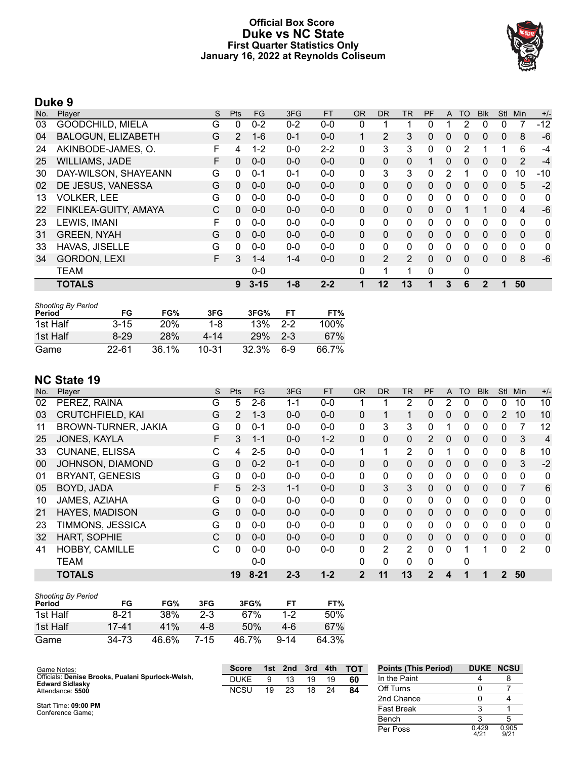# Official Box Score
# Duke vs NC State
## First Quarter Statistics Only
## January 16, 2022 at Reynolds Coliseum

## Duke 9

| No. | Player | S | Pts | FG | 3FG | FT | OR | DR | TR | PF | A | TO | Blk | Stl | Min | +/- |
|---|---|---|---|---|---|---|---|---|---|---|---|---|---|---|---|---|
| 03 | GOODCHILD, MIELA | G | 0 | 0-2 | 0-2 | 0-0 | 0 | 1 | 1 | 0 | 1 | 2 | 0 | 0 | 7 | -12 |
| 04 | BALOGUN, ELIZABETH | G | 2 | 1-6 | 0-1 | 0-0 | 1 | 2 | 3 | 0 | 0 | 0 | 0 | 0 | 8 | -6 |
| 24 | AKINBODE-JAMES, O. | F | 4 | 1-2 | 0-0 | 2-2 | 0 | 3 | 3 | 0 | 0 | 2 | 1 | 1 | 6 | -4 |
| 25 | WILLIAMS, JADE | F | 0 | 0-0 | 0-0 | 0-0 | 0 | 0 | 0 | 1 | 0 | 0 | 0 | 0 | 2 | -4 |
| 30 | DAY-WILSON, SHAYEANN | G | 0 | 0-1 | 0-1 | 0-0 | 0 | 3 | 3 | 0 | 2 | 1 | 0 | 0 | 10 | -10 |
| 02 | DE JESUS, VANESSA | G | 0 | 0-0 | 0-0 | 0-0 | 0 | 0 | 0 | 0 | 0 | 0 | 0 | 0 | 5 | -2 |
| 13 | VOLKER, LEE | G | 0 | 0-0 | 0-0 | 0-0 | 0 | 0 | 0 | 0 | 0 | 0 | 0 | 0 | 0 | 0 |
| 22 | FINKLEA-GUITY, AMAYA | C | 0 | 0-0 | 0-0 | 0-0 | 0 | 0 | 0 | 0 | 0 | 1 | 1 | 0 | 4 | -6 |
| 23 | LEWIS, IMANI | F | 0 | 0-0 | 0-0 | 0-0 | 0 | 0 | 0 | 0 | 0 | 0 | 0 | 0 | 0 | 0 |
| 31 | GREEN, NYAH | G | 0 | 0-0 | 0-0 | 0-0 | 0 | 0 | 0 | 0 | 0 | 0 | 0 | 0 | 0 | 0 |
| 33 | HAVAS, JISELLE | G | 0 | 0-0 | 0-0 | 0-0 | 0 | 0 | 0 | 0 | 0 | 0 | 0 | 0 | 0 | 0 |
| 34 | GORDON, LEXI | F | 3 | 1-4 | 1-4 | 0-0 | 0 | 2 | 2 | 0 | 0 | 0 | 0 | 0 | 8 | -6 |
| | TEAM | | | 0-0 | | | 0 | 1 | 1 | 0 | | 0 | | | | |
| | **TOTALS** | | **9** | **3-15** | **1-8** | **2-2** | **1** | **12** | **13** | **1** | **3** | **6** | **2** | **1** | **50** | |

*Shooting By Period*

| Period | FG | FG% | 3FG | 3FG% | FT | FT% |
|---|---|---|---|---|---|---|
| 1st Half | 3-15 | 20% | 1-8 | 13% | 2-2 | 100% |
| 1st Half | 8-29 | 28% | 4-14 | 29% | 2-3 | 67% |
| Game | 22-61 | 36.1% | 10-31 | 32.3% | 6-9 | 66.7% |

## NC State 19

| No. | Player | S | Pts | FG | 3FG | FT | OR | DR | TR | PF | A | TO | Blk | Stl | Min | +/- |
|---|---|---|---|---|---|---|---|---|---|---|---|---|---|---|---|---|
| 02 | PEREZ, RAINA | G | 5 | 2-6 | 1-1 | 0-0 | 1 | 1 | 2 | 0 | 2 | 0 | 0 | 0 | 10 | 10 |
| 03 | CRUTCHFIELD, KAI | G | 2 | 1-3 | 0-0 | 0-0 | 0 | 1 | 1 | 0 | 0 | 0 | 0 | 2 | 10 | 10 |
| 11 | BROWN-TURNER, JAKIA | G | 0 | 0-1 | 0-0 | 0-0 | 0 | 3 | 3 | 0 | 1 | 0 | 0 | 0 | 7 | 12 |
| 25 | JONES, KAYLA | F | 3 | 1-1 | 0-0 | 1-2 | 0 | 0 | 0 | 2 | 0 | 0 | 0 | 0 | 3 | 4 |
| 33 | CUNANE, ELISSA | C | 4 | 2-5 | 0-0 | 0-0 | 1 | 1 | 2 | 0 | 1 | 0 | 0 | 0 | 8 | 10 |
| 00 | JOHNSON, DIAMOND | G | 0 | 0-2 | 0-1 | 0-0 | 0 | 0 | 0 | 0 | 0 | 0 | 0 | 0 | 3 | -2 |
| 01 | BRYANT, GENESIS | G | 0 | 0-0 | 0-0 | 0-0 | 0 | 0 | 0 | 0 | 0 | 0 | 0 | 0 | 0 | 0 |
| 05 | BOYD, JADA | F | 5 | 2-3 | 1-1 | 0-0 | 0 | 3 | 3 | 0 | 0 | 0 | 0 | 0 | 7 | 6 |
| 10 | JAMES, AZIAHA | G | 0 | 0-0 | 0-0 | 0-0 | 0 | 0 | 0 | 0 | 0 | 0 | 0 | 0 | 0 | 0 |
| 21 | HAYES, MADISON | G | 0 | 0-0 | 0-0 | 0-0 | 0 | 0 | 0 | 0 | 0 | 0 | 0 | 0 | 0 | 0 |
| 23 | TIMMONS, JESSICA | G | 0 | 0-0 | 0-0 | 0-0 | 0 | 0 | 0 | 0 | 0 | 0 | 0 | 0 | 0 | 0 |
| 32 | HART, SOPHIE | C | 0 | 0-0 | 0-0 | 0-0 | 0 | 0 | 0 | 0 | 0 | 0 | 0 | 0 | 0 | 0 |
| 41 | HOBBY, CAMILLE | C | 0 | 0-0 | 0-0 | 0-0 | 0 | 2 | 2 | 0 | 0 | 1 | 1 | 0 | 2 | 0 |
| | TEAM | | | 0-0 | | | 0 | 0 | 0 | 0 | | 0 | | | | |
| | **TOTALS** | | **19** | **8-21** | **2-3** | **1-2** | **2** | **11** | **13** | **2** | **4** | **1** | **1** | **2** | **50** | |

*Shooting By Period*

| Period | FG | FG% | 3FG | 3FG% | FT | FT% |
|---|---|---|---|---|---|---|
| 1st Half | 8-21 | 38% | 2-3 | 67% | 1-2 | 50% |
| 1st Half | 17-41 | 41% | 4-8 | 50% | 4-6 | 67% |
| Game | 34-73 | 46.6% | 7-15 | 46.7% | 9-14 | 64.3% |

Game Notes:
Officials: **Denise Brooks, Pualani Spurlock-Welsh, Edward Sidlasky**
Attendance: **5500**

Start Time: **09:00 PM**
Conference Game;

| Score | 1st | 2nd | 3rd | 4th | TOT |
|---|---|---|---|---|---|
| DUKE | 9 | 13 | 19 | 19 | **60** |
| NCSU | 19 | 23 | 18 | 24 | **84** |

| Points (This Period) | DUKE | NCSU |
|---|---|---|
| In the Paint | 4 | 8 |
| Off Turns | 0 | 7 |
| 2nd Chance | 0 | 4 |
| Fast Break | 3 | 1 |
| Bench | 3 | 5 |
| Per Poss | 0.429 4/21 | 0.905 9/21 |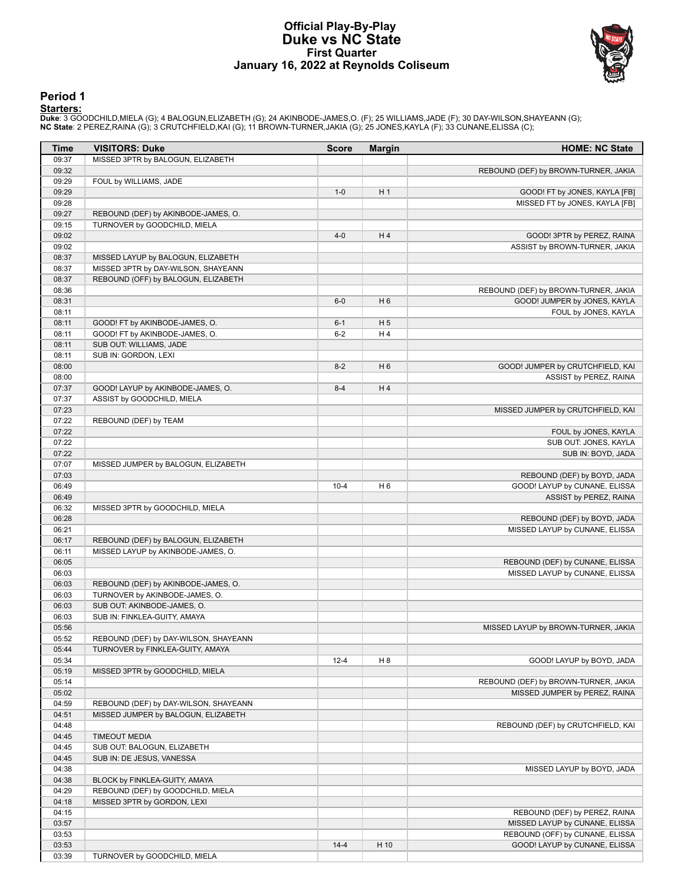# Official Play-By-Play
# Duke vs NC State
## First Quarter
### January 16, 2022 at Reynolds Coliseum

## Period 1

**Starters:**

**Duke**: 3 GOODCHILD,MIELA (G); 4 BALOGUN,ELIZABETH (G); 24 AKINBODE-JAMES,O. (F); 25 WILLIAMS,JADE (F); 30 DAY-WILSON,SHAYEANN (G);
**NC State**: 2 PEREZ,RAINA (G); 3 CRUTCHFIELD,KAI (G); 11 BROWN-TURNER,JAKIA (G); 25 JONES,KAYLA (F); 33 CUNANE,ELISSA (C);

| Time | VISITORS: Duke | Score | Margin | HOME: NC State |
|---|---|---|---|---|
| 09:37 | MISSED 3PTR by BALOGUN, ELIZABETH | | | |
| 09:32 | | | | REBOUND (DEF) by BROWN-TURNER, JAKIA |
| 09:29 | FOUL by WILLIAMS, JADE | | | |
| 09:29 | | 1-0 | H 1 | GOOD! FT by JONES, KAYLA [FB] |
| 09:28 | | | | MISSED FT by JONES, KAYLA [FB] |
| 09:27 | REBOUND (DEF) by AKINBODE-JAMES, O. | | | |
| 09:15 | TURNOVER by GOODCHILD, MIELA | | | |
| 09:02 | | 4-0 | H 4 | GOOD! 3PTR by PEREZ, RAINA |
| 09:02 | | | | ASSIST by BROWN-TURNER, JAKIA |
| 08:37 | MISSED LAYUP by BALOGUN, ELIZABETH | | | |
| 08:37 | MISSED 3PTR by DAY-WILSON, SHAYEANN | | | |
| 08:37 | REBOUND (OFF) by BALOGUN, ELIZABETH | | | |
| 08:36 | | | | REBOUND (DEF) by BROWN-TURNER, JAKIA |
| 08:31 | | 6-0 | H 6 | GOOD! JUMPER by JONES, KAYLA |
| 08:11 | | | | FOUL by JONES, KAYLA |
| 08:11 | GOOD! FT by AKINBODE-JAMES, O. | 6-1 | H 5 | |
| 08:11 | GOOD! FT by AKINBODE-JAMES, O. | 6-2 | H 4 | |
| 08:11 | SUB OUT: WILLIAMS, JADE | | | |
| 08:11 | SUB IN: GORDON, LEXI | | | |
| 08:00 | | 8-2 | H 6 | GOOD! JUMPER by CRUTCHFIELD, KAI |
| 08:00 | | | | ASSIST by PEREZ, RAINA |
| 07:37 | GOOD! LAYUP by AKINBODE-JAMES, O. | 8-4 | H 4 | |
| 07:37 | ASSIST by GOODCHILD, MIELA | | | |
| 07:23 | | | | MISSED JUMPER by CRUTCHFIELD, KAI |
| 07:22 | REBOUND (DEF) by TEAM | | | |
| 07:22 | | | | FOUL by JONES, KAYLA |
| 07:22 | | | | SUB OUT: JONES, KAYLA |
| 07:22 | | | | SUB IN: BOYD, JADA |
| 07:07 | MISSED JUMPER by BALOGUN, ELIZABETH | | | |
| 07:03 | | | | REBOUND (DEF) by BOYD, JADA |
| 06:49 | | 10-4 | H 6 | GOOD! LAYUP by CUNANE, ELISSA |
| 06:49 | | | | ASSIST by PEREZ, RAINA |
| 06:32 | MISSED 3PTR by GOODCHILD, MIELA | | | |
| 06:28 | | | | REBOUND (DEF) by BOYD, JADA |
| 06:21 | | | | MISSED LAYUP by CUNANE, ELISSA |
| 06:17 | REBOUND (DEF) by BALOGUN, ELIZABETH | | | |
| 06:11 | MISSED LAYUP by AKINBODE-JAMES, O. | | | |
| 06:05 | | | | REBOUND (DEF) by CUNANE, ELISSA |
| 06:03 | | | | MISSED LAYUP by CUNANE, ELISSA |
| 06:03 | REBOUND (DEF) by AKINBODE-JAMES, O. | | | |
| 06:03 | TURNOVER by AKINBODE-JAMES, O. | | | |
| 06:03 | SUB OUT: AKINBODE-JAMES, O. | | | |
| 06:03 | SUB IN: FINKLEA-GUITY, AMAYA | | | |
| 05:56 | | | | MISSED LAYUP by BROWN-TURNER, JAKIA |
| 05:52 | REBOUND (DEF) by DAY-WILSON, SHAYEANN | | | |
| 05:44 | TURNOVER by FINKLEA-GUITY, AMAYA | | | |
| 05:34 | | 12-4 | H 8 | GOOD! LAYUP by BOYD, JADA |
| 05:19 | MISSED 3PTR by GOODCHILD, MIELA | | | |
| 05:14 | | | | REBOUND (DEF) by BROWN-TURNER, JAKIA |
| 05:02 | | | | MISSED JUMPER by PEREZ, RAINA |
| 04:59 | REBOUND (DEF) by DAY-WILSON, SHAYEANN | | | |
| 04:51 | MISSED JUMPER by BALOGUN, ELIZABETH | | | |
| 04:48 | | | | REBOUND (DEF) by CRUTCHFIELD, KAI |
| 04:45 | TIMEOUT MEDIA | | | |
| 04:45 | SUB OUT: BALOGUN, ELIZABETH | | | |
| 04:45 | SUB IN: DE JESUS, VANESSA | | | |
| 04:38 | | | | MISSED LAYUP by BOYD, JADA |
| 04:38 | BLOCK by FINKLEA-GUITY, AMAYA | | | |
| 04:29 | REBOUND (DEF) by GOODCHILD, MIELA | | | |
| 04:18 | MISSED 3PTR by GORDON, LEXI | | | |
| 04:15 | | | | REBOUND (DEF) by PEREZ, RAINA |
| 03:57 | | | | MISSED LAYUP by CUNANE, ELISSA |
| 03:53 | | | | REBOUND (OFF) by CUNANE, ELISSA |
| 03:53 | | 14-4 | H 10 | GOOD! LAYUP by CUNANE, ELISSA |
| 03:39 | TURNOVER by GOODCHILD, MIELA | | | |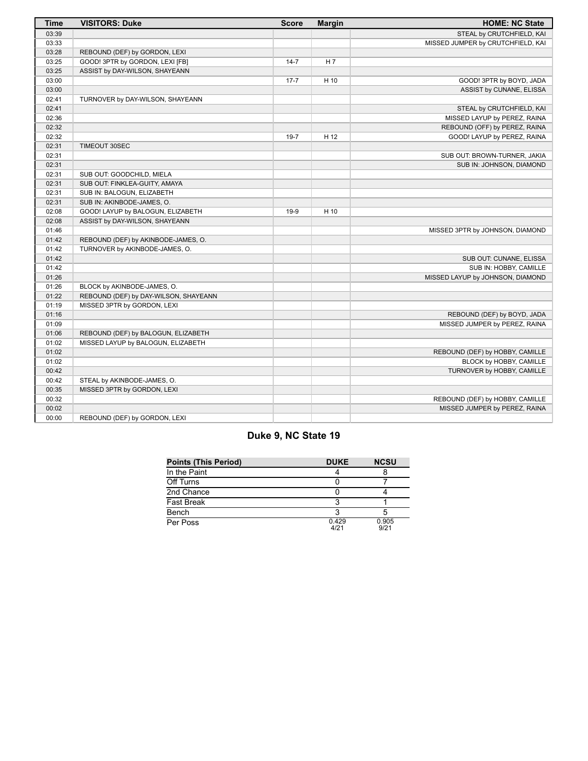| Time | VISITORS: Duke | Score | Margin | HOME: NC State |
|---|---|---|---|---|
| 03:39 | | | | STEAL by CRUTCHFIELD, KAI |
| 03:33 | | | | MISSED JUMPER by CRUTCHFIELD, KAI |
| 03:28 | REBOUND (DEF) by GORDON, LEXI | | | |
| 03:25 | GOOD! 3PTR by GORDON, LEXI [FB] | 14-7 | H 7 | |
| 03:25 | ASSIST by DAY-WILSON, SHAYEANN | | | |
| 03:00 | | 17-7 | H 10 | GOOD! 3PTR by BOYD, JADA |
| 03:00 | | | | ASSIST by CUNANE, ELISSA |
| 02:41 | TURNOVER by DAY-WILSON, SHAYEANN | | | |
| 02:41 | | | | STEAL by CRUTCHFIELD, KAI |
| 02:36 | | | | MISSED LAYUP by PEREZ, RAINA |
| 02:32 | | | | REBOUND (OFF) by PEREZ, RAINA |
| 02:32 | | 19-7 | H 12 | GOOD! LAYUP by PEREZ, RAINA |
| 02:31 | TIMEOUT 30SEC | | | |
| 02:31 | | | | SUB OUT: BROWN-TURNER, JAKIA |
| 02:31 | | | | SUB IN: JOHNSON, DIAMOND |
| 02:31 | SUB OUT: GOODCHILD, MIELA | | | |
| 02:31 | SUB OUT: FINKLEA-GUITY, AMAYA | | | |
| 02:31 | SUB IN: BALOGUN, ELIZABETH | | | |
| 02:31 | SUB IN: AKINBODE-JAMES, O. | | | |
| 02:08 | GOOD! LAYUP by BALOGUN, ELIZABETH | 19-9 | H 10 | |
| 02:08 | ASSIST by DAY-WILSON, SHAYEANN | | | |
| 01:46 | | | | MISSED 3PTR by JOHNSON, DIAMOND |
| 01:42 | REBOUND (DEF) by AKINBODE-JAMES, O. | | | |
| 01:42 | TURNOVER by AKINBODE-JAMES, O. | | | |
| 01:42 | | | | SUB OUT: CUNANE, ELISSA |
| 01:42 | | | | SUB IN: HOBBY, CAMILLE |
| 01:26 | | | | MISSED LAYUP by JOHNSON, DIAMOND |
| 01:26 | BLOCK by AKINBODE-JAMES, O. | | | |
| 01:22 | REBOUND (DEF) by DAY-WILSON, SHAYEANN | | | |
| 01:19 | MISSED 3PTR by GORDON, LEXI | | | |
| 01:16 | | | | REBOUND (DEF) by BOYD, JADA |
| 01:09 | | | | MISSED JUMPER by PEREZ, RAINA |
| 01:06 | REBOUND (DEF) by BALOGUN, ELIZABETH | | | |
| 01:02 | MISSED LAYUP by BALOGUN, ELIZABETH | | | |
| 01:02 | | | | REBOUND (DEF) by HOBBY, CAMILLE |
| 01:02 | | | | BLOCK by HOBBY, CAMILLE |
| 00:42 | | | | TURNOVER by HOBBY, CAMILLE |
| 00:42 | STEAL by AKINBODE-JAMES, O. | | | |
| 00:35 | MISSED 3PTR by GORDON, LEXI | | | |
| 00:32 | | | | REBOUND (DEF) by HOBBY, CAMILLE |
| 00:02 | | | | MISSED JUMPER by PEREZ, RAINA |
| 00:00 | REBOUND (DEF) by GORDON, LEXI | | | |

## Duke 9, NC State 19

| Points (This Period) | DUKE | NCSU |
|---|---|---|
| In the Paint | 4 | 8 |
| Off Turns | 0 | 7 |
| 2nd Chance | 0 | 4 |
| Fast Break | 3 | 1 |
| Bench | 3 | 5 |
| Per Poss | 0.429 4/21 | 0.905 9/21 |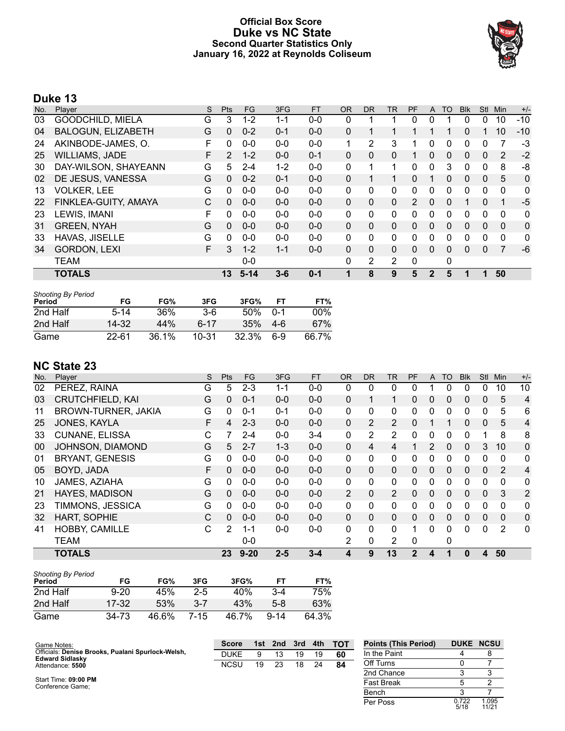# Official Box Score
## Duke vs NC State
### Second Quarter Statistics Only
### January 16, 2022 at Reynolds Coliseum

## Duke 13

| No. | Player | S | Pts | FG | 3FG | FT | OR | DR | TR | PF | A | TO | Blk | Stl | Min | +/- |
|---|---|---|---|---|---|---|---|---|---|---|---|---|---|---|---|---|
| 03 | GOODCHILD, MIELA | G | 3 | 1-2 | 1-1 | 0-0 | 0 | 1 | 1 | 0 | 0 | 1 | 0 | 0 | 10 | -10 |
| 04 | BALOGUN, ELIZABETH | G | 0 | 0-2 | 0-1 | 0-0 | 0 | 1 | 1 | 1 | 1 | 1 | 0 | 1 | 10 | -10 |
| 24 | AKINBODE-JAMES, O. | F | 0 | 0-0 | 0-0 | 0-0 | 1 | 2 | 3 | 1 | 0 | 0 | 0 | 0 | 7 | -3 |
| 25 | WILLIAMS, JADE | F | 2 | 1-2 | 0-0 | 0-1 | 0 | 0 | 0 | 1 | 0 | 0 | 0 | 0 | 2 | -2 |
| 30 | DAY-WILSON, SHAYEANN | G | 5 | 2-4 | 1-2 | 0-0 | 0 | 1 | 1 | 0 | 0 | 3 | 0 | 0 | 8 | -8 |
| 02 | DE JESUS, VANESSA | G | 0 | 0-2 | 0-1 | 0-0 | 0 | 1 | 1 | 0 | 1 | 0 | 0 | 0 | 5 | 0 |
| 13 | VOLKER, LEE | G | 0 | 0-0 | 0-0 | 0-0 | 0 | 0 | 0 | 0 | 0 | 0 | 0 | 0 | 0 | 0 |
| 22 | FINKLEA-GUITY, AMAYA | C | 0 | 0-0 | 0-0 | 0-0 | 0 | 0 | 0 | 2 | 0 | 0 | 1 | 0 | 1 | -5 |
| 23 | LEWIS, IMANI | F | 0 | 0-0 | 0-0 | 0-0 | 0 | 0 | 0 | 0 | 0 | 0 | 0 | 0 | 0 | 0 |
| 31 | GREEN, NYAH | G | 0 | 0-0 | 0-0 | 0-0 | 0 | 0 | 0 | 0 | 0 | 0 | 0 | 0 | 0 | 0 |
| 33 | HAVAS, JISELLE | G | 0 | 0-0 | 0-0 | 0-0 | 0 | 0 | 0 | 0 | 0 | 0 | 0 | 0 | 0 | 0 |
| 34 | GORDON, LEXI | F | 3 | 1-2 | 1-1 | 0-0 | 0 | 0 | 0 | 0 | 0 | 0 | 0 | 0 | 7 | -6 |
| | TEAM | | | 0-0 | | | 0 | 2 | 2 | 0 | | 0 | | | | |
| | **TOTALS** | | **13** | **5-14** | **3-6** | **0-1** | **1** | **8** | **9** | **5** | **2** | **5** | **1** | **1** | **50** | |

*Shooting By Period*

| Period | FG | FG% | 3FG | 3FG% | FT | FT% |
|---|---|---|---|---|---|---|
| 2nd Half | 5-14 | 36% | 3-6 | 50% | 0-1 | 00% |
| 2nd Half | 14-32 | 44% | 6-17 | 35% | 4-6 | 67% |
| Game | 22-61 | 36.1% | 10-31 | 32.3% | 6-9 | 66.7% |

## NC State 23

| No. | Player | S | Pts | FG | 3FG | FT | OR | DR | TR | PF | A | TO | Blk | Stl | Min | +/- |
|---|---|---|---|---|---|---|---|---|---|---|---|---|---|---|---|---|
| 02 | PEREZ, RAINA | G | 5 | 2-3 | 1-1 | 0-0 | 0 | 0 | 0 | 0 | 1 | 0 | 0 | 0 | 10 | 10 |
| 03 | CRUTCHFIELD, KAI | G | 0 | 0-1 | 0-0 | 0-0 | 0 | 1 | 1 | 0 | 0 | 0 | 0 | 0 | 5 | 4 |
| 11 | BROWN-TURNER, JAKIA | G | 0 | 0-1 | 0-1 | 0-0 | 0 | 0 | 0 | 0 | 0 | 0 | 0 | 0 | 5 | 6 |
| 25 | JONES, KAYLA | F | 4 | 2-3 | 0-0 | 0-0 | 0 | 2 | 2 | 0 | 1 | 1 | 0 | 0 | 5 | 4 |
| 33 | CUNANE, ELISSA | C | 7 | 2-4 | 0-0 | 3-4 | 0 | 2 | 2 | 0 | 0 | 0 | 0 | 1 | 8 | 8 |
| 00 | JOHNSON, DIAMOND | G | 5 | 2-7 | 1-3 | 0-0 | 0 | 4 | 4 | 1 | 2 | 0 | 0 | 3 | 10 | 0 |
| 01 | BRYANT, GENESIS | G | 0 | 0-0 | 0-0 | 0-0 | 0 | 0 | 0 | 0 | 0 | 0 | 0 | 0 | 0 | 0 |
| 05 | BOYD, JADA | F | 0 | 0-0 | 0-0 | 0-0 | 0 | 0 | 0 | 0 | 0 | 0 | 0 | 0 | 2 | 4 |
| 10 | JAMES, AZIAHA | G | 0 | 0-0 | 0-0 | 0-0 | 0 | 0 | 0 | 0 | 0 | 0 | 0 | 0 | 0 | 0 |
| 21 | HAYES, MADISON | G | 0 | 0-0 | 0-0 | 0-0 | 2 | 0 | 2 | 0 | 0 | 0 | 0 | 0 | 3 | 2 |
| 23 | TIMMONS, JESSICA | G | 0 | 0-0 | 0-0 | 0-0 | 0 | 0 | 0 | 0 | 0 | 0 | 0 | 0 | 0 | 0 |
| 32 | HART, SOPHIE | C | 0 | 0-0 | 0-0 | 0-0 | 0 | 0 | 0 | 0 | 0 | 0 | 0 | 0 | 0 | 0 |
| 41 | HOBBY, CAMILLE | C | 2 | 1-1 | 0-0 | 0-0 | 0 | 0 | 0 | 1 | 0 | 0 | 0 | 0 | 2 | 0 |
| | TEAM | | | 0-0 | | | 2 | 0 | 2 | 0 | | 0 | | | | |
| | **TOTALS** | | **23** | **9-20** | **2-5** | **3-4** | **4** | **9** | **13** | **2** | **4** | **1** | **0** | **4** | **50** | |

*Shooting By Period*

| Period | FG | FG% | 3FG | 3FG% | FT | FT% |
|---|---|---|---|---|---|---|
| 2nd Half | 9-20 | 45% | 2-5 | 40% | 3-4 | 75% |
| 2nd Half | 17-32 | 53% | 3-7 | 43% | 5-8 | 63% |
| Game | 34-73 | 46.6% | 7-15 | 46.7% | 9-14 | 64.3% |

Game Notes:
Officials: **Denise Brooks, Pualani Spurlock-Welsh, Edward Sidlasky**
Attendance: **5500**

Start Time: **09:00 PM**
Conference Game;

| Score | 1st | 2nd | 3rd | 4th | TOT |
|---|---|---|---|---|---|
| DUKE | 9 | 13 | 19 | 19 | **60** |
| NCSU | 19 | 23 | 18 | 24 | **84** |

| Points (This Period) | DUKE | NCSU |
|---|---|---|
| In the Paint | 4 | 8 |
| Off Turns | 0 | 7 |
| 2nd Chance | 3 | 3 |
| Fast Break | 5 | 2 |
| Bench | 3 | 7 |
| Per Poss | 0.722 5/18 | 1.095 11/21 |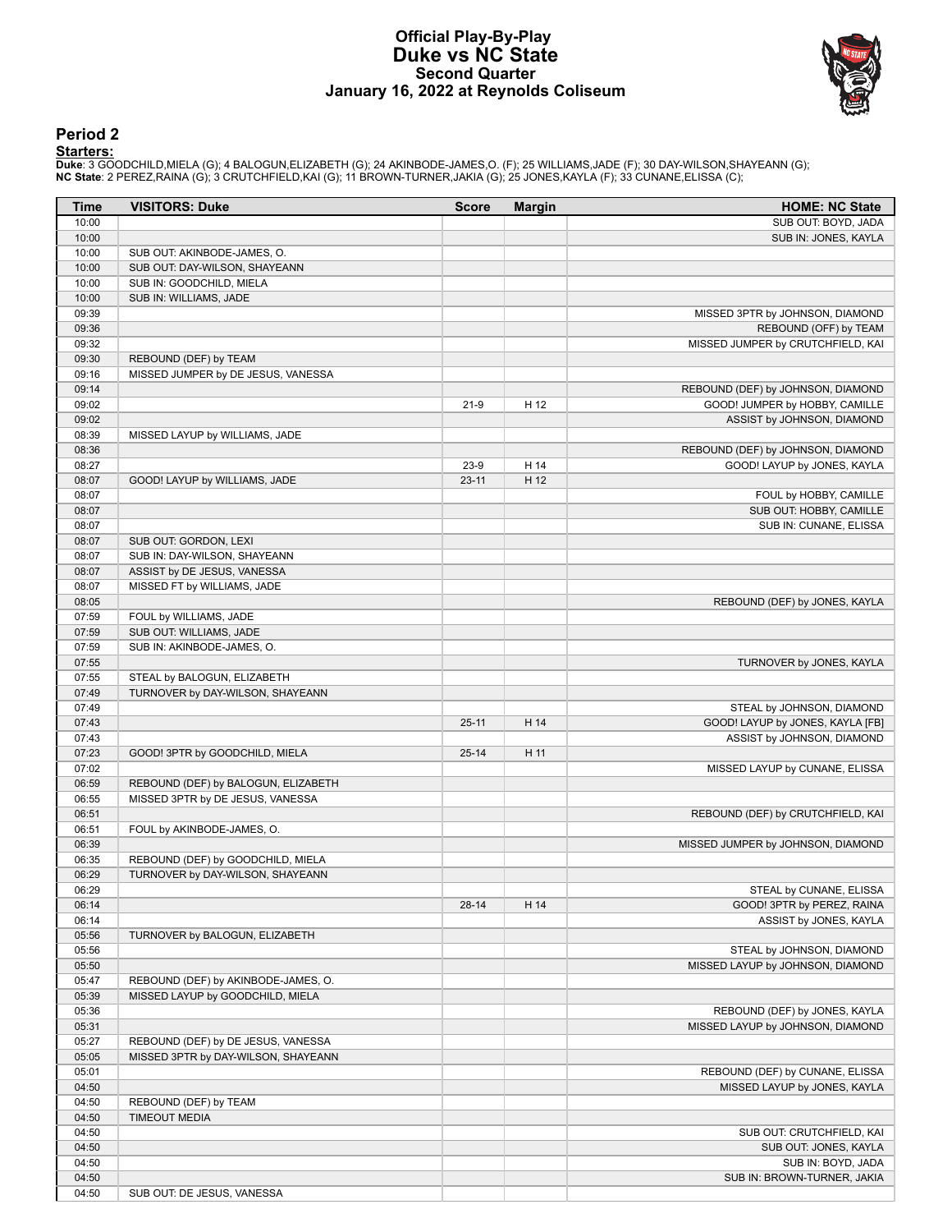# Official Play-By-Play
# Duke vs NC State
## Second Quarter
### January 16, 2022 at Reynolds Coliseum

## Period 2

**Starters:**

**Duke**: 3 GOODCHILD,MIELA (G); 4 BALOGUN,ELIZABETH (G); 24 AKINBODE-JAMES,O. (F); 25 WILLIAMS,JADE (F); 30 DAY-WILSON,SHAYEANN (G);
**NC State**: 2 PEREZ,RAINA (G); 3 CRUTCHFIELD,KAI (G); 11 BROWN-TURNER,JAKIA (G); 25 JONES,KAYLA (F); 33 CUNANE,ELISSA (C);

| Time | VISITORS: Duke | Score | Margin | HOME: NC State |
|---|---|---|---|---|
| 10:00 | | | | SUB OUT: BOYD, JADA |
| 10:00 | | | | SUB IN: JONES, KAYLA |
| 10:00 | SUB OUT: AKINBODE-JAMES, O. | | | |
| 10:00 | SUB OUT: DAY-WILSON, SHAYEANN | | | |
| 10:00 | SUB IN: GOODCHILD, MIELA | | | |
| 10:00 | SUB IN: WILLIAMS, JADE | | | |
| 09:39 | | | | MISSED 3PTR by JOHNSON, DIAMOND |
| 09:36 | | | | REBOUND (OFF) by TEAM |
| 09:32 | | | | MISSED JUMPER by CRUTCHFIELD, KAI |
| 09:30 | REBOUND (DEF) by TEAM | | | |
| 09:16 | MISSED JUMPER by DE JESUS, VANESSA | | | |
| 09:14 | | | | REBOUND (DEF) by JOHNSON, DIAMOND |
| 09:02 | | 21-9 | H 12 | GOOD! JUMPER by HOBBY, CAMILLE |
| 09:02 | | | | ASSIST by JOHNSON, DIAMOND |
| 08:39 | MISSED LAYUP by WILLIAMS, JADE | | | |
| 08:36 | | | | REBOUND (DEF) by JOHNSON, DIAMOND |
| 08:27 | | 23-9 | H 14 | GOOD! LAYUP by JONES, KAYLA |
| 08:07 | GOOD! LAYUP by WILLIAMS, JADE | 23-11 | H 12 | |
| 08:07 | | | | FOUL by HOBBY, CAMILLE |
| 08:07 | | | | SUB OUT: HOBBY, CAMILLE |
| 08:07 | | | | SUB IN: CUNANE, ELISSA |
| 08:07 | SUB OUT: GORDON, LEXI | | | |
| 08:07 | SUB IN: DAY-WILSON, SHAYEANN | | | |
| 08:07 | ASSIST by DE JESUS, VANESSA | | | |
| 08:07 | MISSED FT by WILLIAMS, JADE | | | |
| 08:05 | | | | REBOUND (DEF) by JONES, KAYLA |
| 07:59 | FOUL by WILLIAMS, JADE | | | |
| 07:59 | SUB OUT: WILLIAMS, JADE | | | |
| 07:59 | SUB IN: AKINBODE-JAMES, O. | | | |
| 07:55 | | | | TURNOVER by JONES, KAYLA |
| 07:55 | STEAL by BALOGUN, ELIZABETH | | | |
| 07:49 | TURNOVER by DAY-WILSON, SHAYEANN | | | |
| 07:49 | | | | STEAL by JOHNSON, DIAMOND |
| 07:43 | | 25-11 | H 14 | GOOD! LAYUP by JONES, KAYLA [FB] |
| 07:43 | | | | ASSIST by JOHNSON, DIAMOND |
| 07:23 | GOOD! 3PTR by GOODCHILD, MIELA | 25-14 | H 11 | |
| 07:02 | | | | MISSED LAYUP by CUNANE, ELISSA |
| 06:59 | REBOUND (DEF) by BALOGUN, ELIZABETH | | | |
| 06:55 | MISSED 3PTR by DE JESUS, VANESSA | | | |
| 06:51 | | | | REBOUND (DEF) by CRUTCHFIELD, KAI |
| 06:51 | FOUL by AKINBODE-JAMES, O. | | | |
| 06:39 | | | | MISSED JUMPER by JOHNSON, DIAMOND |
| 06:35 | REBOUND (DEF) by GOODCHILD, MIELA | | | |
| 06:29 | TURNOVER by DAY-WILSON, SHAYEANN | | | |
| 06:29 | | | | STEAL by CUNANE, ELISSA |
| 06:14 | | 28-14 | H 14 | GOOD! 3PTR by PEREZ, RAINA |
| 06:14 | | | | ASSIST by JONES, KAYLA |
| 05:56 | TURNOVER by BALOGUN, ELIZABETH | | | |
| 05:56 | | | | STEAL by JOHNSON, DIAMOND |
| 05:50 | | | | MISSED LAYUP by JOHNSON, DIAMOND |
| 05:47 | REBOUND (DEF) by AKINBODE-JAMES, O. | | | |
| 05:39 | MISSED LAYUP by GOODCHILD, MIELA | | | |
| 05:36 | | | | REBOUND (DEF) by JONES, KAYLA |
| 05:31 | | | | MISSED LAYUP by JOHNSON, DIAMOND |
| 05:27 | REBOUND (DEF) by DE JESUS, VANESSA | | | |
| 05:05 | MISSED 3PTR by DAY-WILSON, SHAYEANN | | | |
| 05:01 | | | | REBOUND (DEF) by CUNANE, ELISSA |
| 04:50 | | | | MISSED LAYUP by JONES, KAYLA |
| 04:50 | REBOUND (DEF) by TEAM | | | |
| 04:50 | TIMEOUT MEDIA | | | |
| 04:50 | | | | SUB OUT: CRUTCHFIELD, KAI |
| 04:50 | | | | SUB OUT: JONES, KAYLA |
| 04:50 | | | | SUB IN: BOYD, JADA |
| 04:50 | | | | SUB IN: BROWN-TURNER, JAKIA |
| 04:50 | SUB OUT: DE JESUS, VANESSA | | | |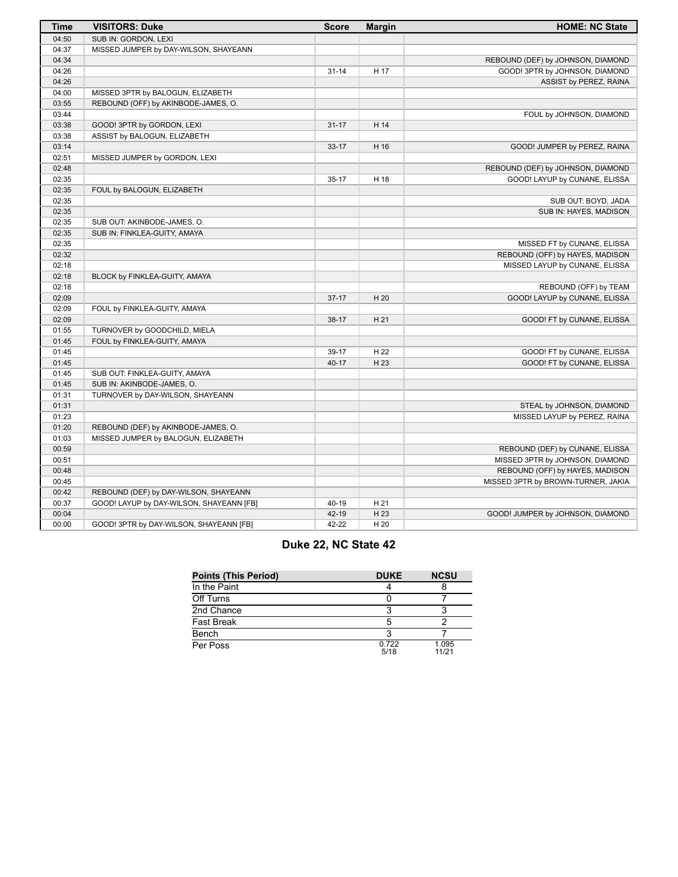| Time | VISITORS: Duke | Score | Margin | HOME: NC State |
|---|---|---|---|---|
| 04:50 | SUB IN: GORDON, LEXI | | | |
| 04:37 | MISSED JUMPER by DAY-WILSON, SHAYEANN | | | |
| 04:34 | | | | REBOUND (DEF) by JOHNSON, DIAMOND |
| 04:26 | | 31-14 | H 17 | GOOD! 3PTR by JOHNSON, DIAMOND |
| 04:26 | | | | ASSIST by PEREZ, RAINA |
| 04:00 | MISSED 3PTR by BALOGUN, ELIZABETH | | | |
| 03:55 | REBOUND (OFF) by AKINBODE-JAMES, O. | | | |
| 03:44 | | | | FOUL by JOHNSON, DIAMOND |
| 03:38 | GOOD! 3PTR by GORDON, LEXI | 31-17 | H 14 | |
| 03:38 | ASSIST by BALOGUN, ELIZABETH | | | |
| 03:14 | | 33-17 | H 16 | GOOD! JUMPER by PEREZ, RAINA |
| 02:51 | MISSED JUMPER by GORDON, LEXI | | | |
| 02:48 | | | | REBOUND (DEF) by JOHNSON, DIAMOND |
| 02:35 | | 35-17 | H 18 | GOOD! LAYUP by CUNANE, ELISSA |
| 02:35 | FOUL by BALOGUN, ELIZABETH | | | |
| 02:35 | | | | SUB OUT: BOYD, JADA |
| 02:35 | | | | SUB IN: HAYES, MADISON |
| 02:35 | SUB OUT: AKINBODE-JAMES, O. | | | |
| 02:35 | SUB IN: FINKLEA-GUITY, AMAYA | | | |
| 02:35 | | | | MISSED FT by CUNANE, ELISSA |
| 02:32 | | | | REBOUND (OFF) by HAYES, MADISON |
| 02:18 | | | | MISSED LAYUP by CUNANE, ELISSA |
| 02:18 | BLOCK by FINKLEA-GUITY, AMAYA | | | |
| 02:18 | | | | REBOUND (OFF) by TEAM |
| 02:09 | | 37-17 | H 20 | GOOD! LAYUP by CUNANE, ELISSA |
| 02:09 | FOUL by FINKLEA-GUITY, AMAYA | | | |
| 02:09 | | 38-17 | H 21 | GOOD! FT by CUNANE, ELISSA |
| 01:55 | TURNOVER by GOODCHILD, MIELA | | | |
| 01:45 | FOUL by FINKLEA-GUITY, AMAYA | | | |
| 01:45 | | 39-17 | H 22 | GOOD! FT by CUNANE, ELISSA |
| 01:45 | | 40-17 | H 23 | GOOD! FT by CUNANE, ELISSA |
| 01:45 | SUB OUT: FINKLEA-GUITY, AMAYA | | | |
| 01:45 | SUB IN: AKINBODE-JAMES, O. | | | |
| 01:31 | TURNOVER by DAY-WILSON, SHAYEANN | | | |
| 01:31 | | | | STEAL by JOHNSON, DIAMOND |
| 01:23 | | | | MISSED LAYUP by PEREZ, RAINA |
| 01:20 | REBOUND (DEF) by AKINBODE-JAMES, O. | | | |
| 01:03 | MISSED JUMPER by BALOGUN, ELIZABETH | | | |
| 00:59 | | | | REBOUND (DEF) by CUNANE, ELISSA |
| 00:51 | | | | MISSED 3PTR by JOHNSON, DIAMOND |
| 00:48 | | | | REBOUND (OFF) by HAYES, MADISON |
| 00:45 | | | | MISSED 3PTR by BROWN-TURNER, JAKIA |
| 00:42 | REBOUND (DEF) by DAY-WILSON, SHAYEANN | | | |
| 00:37 | GOOD! LAYUP by DAY-WILSON, SHAYEANN [FB] | 40-19 | H 21 | |
| 00:04 | | 42-19 | H 23 | GOOD! JUMPER by JOHNSON, DIAMOND |
| 00:00 | GOOD! 3PTR by DAY-WILSON, SHAYEANN [FB] | 42-22 | H 20 | |

## Duke 22, NC State 42

| Points (This Period) | DUKE | NCSU |
|---|---|---|
| In the Paint | 4 | 8 |
| Off Turns | 0 | 7 |
| 2nd Chance | 3 | 3 |
| Fast Break | 5 | 2 |
| Bench | 3 | 7 |
| Per Poss | 0.722 5/18 | 1.095 11/21 |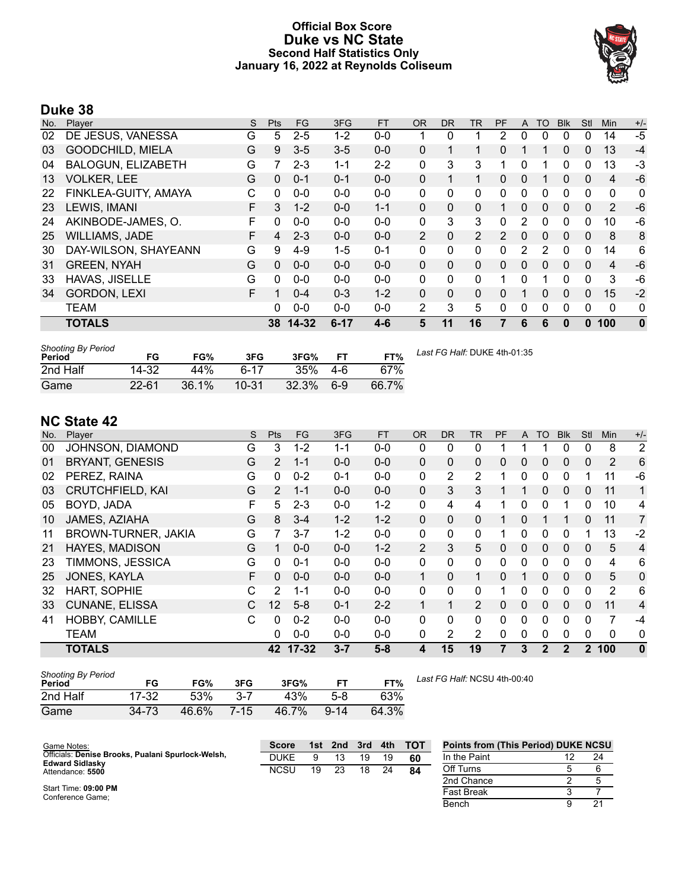# Official Box Score
## Duke vs NC State
### Second Half Statistics Only
### January 16, 2022 at Reynolds Coliseum

## Duke 38

| No. | Player | S | Pts | FG | 3FG | FT | OR | DR | TR | PF | A | TO | Blk | Stl | Min | +/- |
|---|---|---|---|---|---|---|---|---|---|---|---|---|---|---|---|---|
| 02 | DE JESUS, VANESSA | G | 5 | 2-5 | 1-2 | 0-0 | 1 | 0 | 1 | 2 | 0 | 0 | 0 | 0 | 14 | -5 |
| 03 | GOODCHILD, MIELA | G | 9 | 3-5 | 3-5 | 0-0 | 0 | 1 | 1 | 0 | 1 | 1 | 0 | 0 | 13 | -4 |
| 04 | BALOGUN, ELIZABETH | G | 7 | 2-3 | 1-1 | 2-2 | 0 | 3 | 3 | 1 | 0 | 1 | 0 | 0 | 13 | -3 |
| 13 | VOLKER, LEE | G | 0 | 0-1 | 0-1 | 0-0 | 0 | 1 | 1 | 0 | 0 | 1 | 0 | 0 | 4 | -6 |
| 22 | FINKLEA-GUITY, AMAYA | C | 0 | 0-0 | 0-0 | 0-0 | 0 | 0 | 0 | 0 | 0 | 0 | 0 | 0 | 0 | 0 |
| 23 | LEWIS, IMANI | F | 3 | 1-2 | 0-0 | 1-1 | 0 | 0 | 0 | 1 | 0 | 0 | 0 | 0 | 2 | -6 |
| 24 | AKINBODE-JAMES, O. | F | 0 | 0-0 | 0-0 | 0-0 | 0 | 3 | 3 | 0 | 2 | 0 | 0 | 0 | 10 | -6 |
| 25 | WILLIAMS, JADE | F | 4 | 2-3 | 0-0 | 0-0 | 2 | 0 | 2 | 2 | 0 | 0 | 0 | 0 | 8 | 8 |
| 30 | DAY-WILSON, SHAYEANN | G | 9 | 4-9 | 1-5 | 0-1 | 0 | 0 | 0 | 0 | 2 | 2 | 0 | 0 | 14 | 6 |
| 31 | GREEN, NYAH | G | 0 | 0-0 | 0-0 | 0-0 | 0 | 0 | 0 | 0 | 0 | 0 | 0 | 0 | 4 | -6 |
| 33 | HAVAS, JISELLE | G | 0 | 0-0 | 0-0 | 0-0 | 0 | 0 | 0 | 1 | 0 | 1 | 0 | 0 | 3 | -6 |
| 34 | GORDON, LEXI | F | 1 | 0-4 | 0-3 | 1-2 | 0 | 0 | 0 | 0 | 1 | 0 | 0 | 0 | 15 | -2 |
| | TEAM | | 0 | 0-0 | 0-0 | 0-0 | 2 | 3 | 5 | 0 | 0 | 0 | 0 | 0 | 0 | 0 |
| | **TOTALS** | | **38** | **14-32** | **6-17** | **4-6** | **5** | **11** | **16** | **7** | **6** | **6** | **0** | **0** | **100** | **0** |

| Shooting By Period Period | FG | FG% | 3FG | 3FG% | FT | FT% |
|---|---|---|---|---|---|---|
| 2nd Half | 14-32 | 44% | 6-17 | 35% | 4-6 | 67% |
| Game | 22-61 | 36.1% | 10-31 | 32.3% | 6-9 | 66.7% |

*Last FG Half:* DUKE 4th-01:35

## NC State 42

| No. | Player | S | Pts | FG | 3FG | FT | OR | DR | TR | PF | A | TO | Blk | Stl | Min | +/- |
|---|---|---|---|---|---|---|---|---|---|---|---|---|---|---|---|---|
| 00 | JOHNSON, DIAMOND | G | 3 | 1-2 | 1-1 | 0-0 | 0 | 0 | 0 | 1 | 1 | 1 | 0 | 0 | 8 | 2 |
| 01 | BRYANT, GENESIS | G | 2 | 1-1 | 0-0 | 0-0 | 0 | 0 | 0 | 0 | 0 | 0 | 0 | 0 | 2 | 6 |
| 02 | PEREZ, RAINA | G | 0 | 0-2 | 0-1 | 0-0 | 0 | 2 | 2 | 1 | 0 | 0 | 0 | 1 | 11 | -6 |
| 03 | CRUTCHFIELD, KAI | G | 2 | 1-1 | 0-0 | 0-0 | 0 | 3 | 3 | 1 | 1 | 0 | 0 | 0 | 11 | 1 |
| 05 | BOYD, JADA | F | 5 | 2-3 | 0-0 | 1-2 | 0 | 4 | 4 | 1 | 0 | 0 | 1 | 0 | 10 | 4 |
| 10 | JAMES, AZIAHA | G | 8 | 3-4 | 1-2 | 1-2 | 0 | 0 | 0 | 1 | 0 | 1 | 1 | 0 | 11 | 7 |
| 11 | BROWN-TURNER, JAKIA | G | 7 | 3-7 | 1-2 | 0-0 | 0 | 0 | 0 | 1 | 0 | 0 | 0 | 1 | 13 | -2 |
| 21 | HAYES, MADISON | G | 1 | 0-0 | 0-0 | 1-2 | 2 | 3 | 5 | 0 | 0 | 0 | 0 | 0 | 5 | 4 |
| 23 | TIMMONS, JESSICA | G | 0 | 0-1 | 0-0 | 0-0 | 0 | 0 | 0 | 0 | 0 | 0 | 0 | 0 | 4 | 6 |
| 25 | JONES, KAYLA | F | 0 | 0-0 | 0-0 | 0-0 | 1 | 0 | 1 | 0 | 1 | 0 | 0 | 0 | 5 | 0 |
| 32 | HART, SOPHIE | C | 2 | 1-1 | 0-0 | 0-0 | 0 | 0 | 0 | 1 | 0 | 0 | 0 | 0 | 2 | 6 |
| 33 | CUNANE, ELISSA | C | 12 | 5-8 | 0-1 | 2-2 | 1 | 1 | 2 | 0 | 0 | 0 | 0 | 0 | 11 | 4 |
| 41 | HOBBY, CAMILLE | C | 0 | 0-2 | 0-0 | 0-0 | 0 | 0 | 0 | 0 | 0 | 0 | 0 | 0 | 7 | -4 |
| | TEAM | | 0 | 0-0 | 0-0 | 0-0 | 0 | 2 | 2 | 0 | 0 | 0 | 0 | 0 | 0 | 0 |
| | **TOTALS** | | **42** | **17-32** | **3-7** | **5-8** | **4** | **15** | **19** | **7** | **3** | **2** | **2** | **2** | **100** | **0** |

| Shooting By Period Period | FG | FG% | 3FG | 3FG% | FT | FT% |
|---|---|---|---|---|---|---|
| 2nd Half | 17-32 | 53% | 3-7 | 43% | 5-8 | 63% |
| Game | 34-73 | 46.6% | 7-15 | 46.7% | 9-14 | 64.3% |

*Last FG Half:* NCSU 4th-00:40

Game Notes:
Officials: **Denise Brooks, Pualani Spurlock-Welsh, Edward Sidlasky**
Attendance: **5500**

Start Time: **09:00 PM**
Conference Game;

| Score | 1st | 2nd | 3rd | 4th | TOT |
|---|---|---|---|---|---|
| DUKE | 9 | 13 | 19 | 19 | **60** |
| NCSU | 19 | 23 | 18 | 24 | **84** |

| Points from (This Period) | DUKE | NCSU |
|---|---|---|
| In the Paint | 12 | 24 |
| Off Turns | 5 | 6 |
| 2nd Chance | 2 | 5 |
| Fast Break | 3 | 7 |
| Bench | 9 | 21 |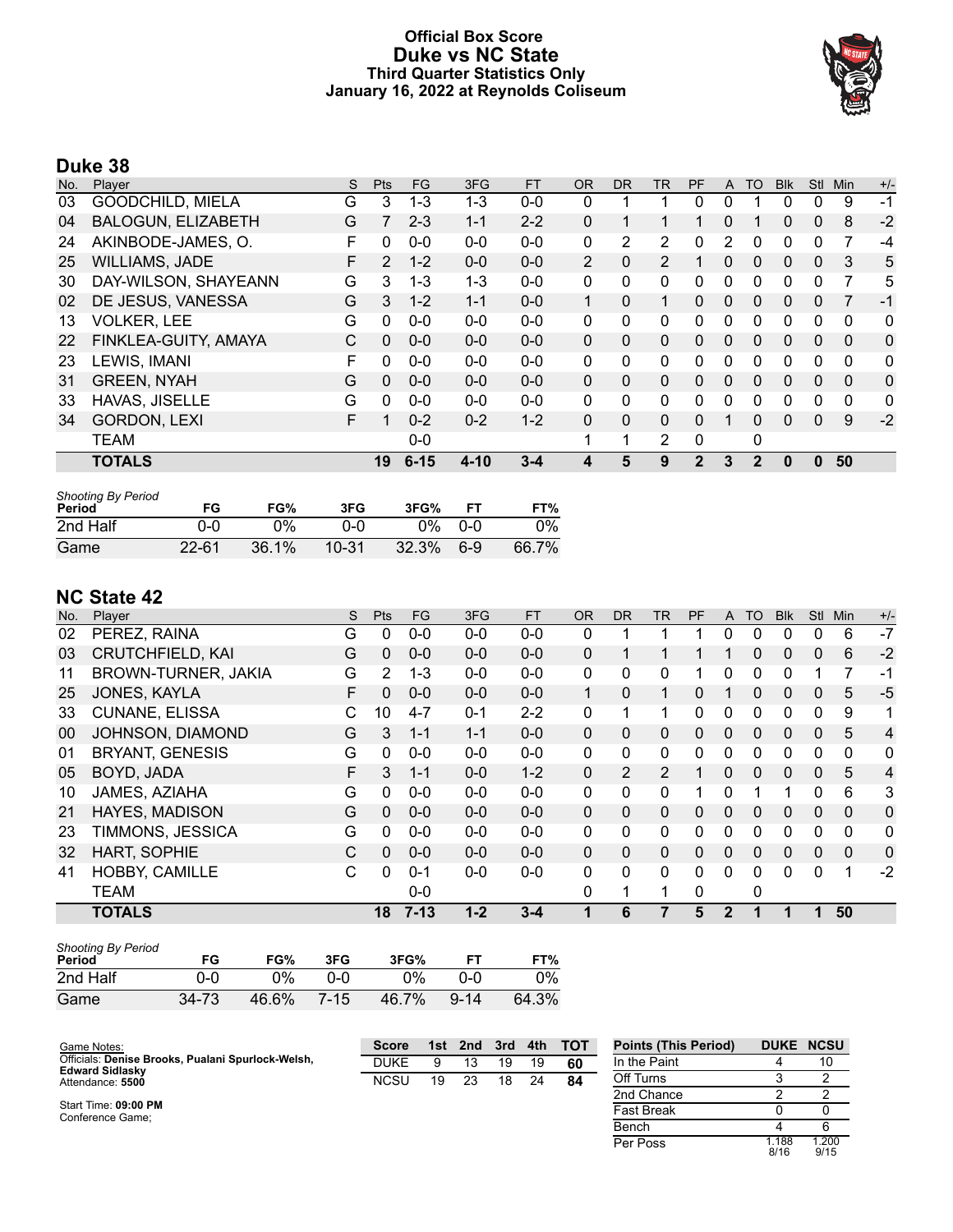# Official Box Score
# Duke vs NC State
## Third Quarter Statistics Only
## January 16, 2022 at Reynolds Coliseum

## Duke 38

| No. | Player | S | Pts | FG | 3FG | FT | OR | DR | TR | PF | A | TO | Blk | Stl | Min | +/- |
|---|---|---|---|---|---|---|---|---|---|---|---|---|---|---|---|---|
| 03 | GOODCHILD, MIELA | G | 3 | 1-3 | 1-3 | 0-0 | 0 | 1 | 1 | 0 | 0 | 1 | 0 | 0 | 9 | -1 |
| 04 | BALOGUN, ELIZABETH | G | 7 | 2-3 | 1-1 | 2-2 | 0 | 1 | 1 | 1 | 0 | 1 | 0 | 0 | 8 | -2 |
| 24 | AKINBODE-JAMES, O. | F | 0 | 0-0 | 0-0 | 0-0 | 0 | 2 | 2 | 0 | 2 | 0 | 0 | 0 | 7 | -4 |
| 25 | WILLIAMS, JADE | F | 2 | 1-2 | 0-0 | 0-0 | 2 | 0 | 2 | 1 | 0 | 0 | 0 | 0 | 3 | 5 |
| 30 | DAY-WILSON, SHAYEANN | G | 3 | 1-3 | 1-3 | 0-0 | 0 | 0 | 0 | 0 | 0 | 0 | 0 | 0 | 7 | 5 |
| 02 | DE JESUS, VANESSA | G | 3 | 1-2 | 1-1 | 0-0 | 1 | 0 | 1 | 0 | 0 | 0 | 0 | 0 | 7 | -1 |
| 13 | VOLKER, LEE | G | 0 | 0-0 | 0-0 | 0-0 | 0 | 0 | 0 | 0 | 0 | 0 | 0 | 0 | 0 | 0 |
| 22 | FINKLEA-GUITY, AMAYA | C | 0 | 0-0 | 0-0 | 0-0 | 0 | 0 | 0 | 0 | 0 | 0 | 0 | 0 | 0 | 0 |
| 23 | LEWIS, IMANI | F | 0 | 0-0 | 0-0 | 0-0 | 0 | 0 | 0 | 0 | 0 | 0 | 0 | 0 | 0 | 0 |
| 31 | GREEN, NYAH | G | 0 | 0-0 | 0-0 | 0-0 | 0 | 0 | 0 | 0 | 0 | 0 | 0 | 0 | 0 | 0 |
| 33 | HAVAS, JISELLE | G | 0 | 0-0 | 0-0 | 0-0 | 0 | 0 | 0 | 0 | 0 | 0 | 0 | 0 | 0 | 0 |
| 34 | GORDON, LEXI | F | 1 | 0-2 | 0-2 | 1-2 | 0 | 0 | 0 | 0 | 1 | 0 | 0 | 0 | 9 | -2 |
| | TEAM | | | 0-0 | | | 1 | 1 | 2 | 0 | | 0 | | | | |
| | **TOTALS** | | **19** | **6-15** | **4-10** | **3-4** | **4** | **5** | **9** | **2** | **3** | **2** | **0** | **0** | **50** | |

*Shooting By Period*

| Period | FG | FG% | 3FG | 3FG% | FT | FT% |
|---|---|---|---|---|---|---|
| 2nd Half | 0-0 | 0% | 0-0 | 0% | 0-0 | 0% |
| Game | 22-61 | 36.1% | 10-31 | 32.3% | 6-9 | 66.7% |

## NC State 42

| No. | Player | S | Pts | FG | 3FG | FT | OR | DR | TR | PF | A | TO | Blk | Stl | Min | +/- |
|---|---|---|---|---|---|---|---|---|---|---|---|---|---|---|---|---|
| 02 | PEREZ, RAINA | G | 0 | 0-0 | 0-0 | 0-0 | 0 | 1 | 1 | 1 | 0 | 0 | 0 | 0 | 6 | -7 |
| 03 | CRUTCHFIELD, KAI | G | 0 | 0-0 | 0-0 | 0-0 | 0 | 1 | 1 | 1 | 1 | 0 | 0 | 0 | 6 | -2 |
| 11 | BROWN-TURNER, JAKIA | G | 2 | 1-3 | 0-0 | 0-0 | 0 | 0 | 0 | 1 | 0 | 0 | 0 | 1 | 7 | -1 |
| 25 | JONES, KAYLA | F | 0 | 0-0 | 0-0 | 0-0 | 1 | 0 | 1 | 0 | 1 | 0 | 0 | 0 | 5 | -5 |
| 33 | CUNANE, ELISSA | C | 10 | 4-7 | 0-1 | 2-2 | 0 | 1 | 1 | 0 | 0 | 0 | 0 | 0 | 9 | 1 |
| 00 | JOHNSON, DIAMOND | G | 3 | 1-1 | 1-1 | 0-0 | 0 | 0 | 0 | 0 | 0 | 0 | 0 | 0 | 5 | 4 |
| 01 | BRYANT, GENESIS | G | 0 | 0-0 | 0-0 | 0-0 | 0 | 0 | 0 | 0 | 0 | 0 | 0 | 0 | 0 | 0 |
| 05 | BOYD, JADA | F | 3 | 1-1 | 0-0 | 1-2 | 0 | 2 | 2 | 1 | 0 | 0 | 0 | 0 | 5 | 4 |
| 10 | JAMES, AZIAHA | G | 0 | 0-0 | 0-0 | 0-0 | 0 | 0 | 0 | 1 | 0 | 1 | 1 | 0 | 6 | 3 |
| 21 | HAYES, MADISON | G | 0 | 0-0 | 0-0 | 0-0 | 0 | 0 | 0 | 0 | 0 | 0 | 0 | 0 | 0 | 0 |
| 23 | TIMMONS, JESSICA | G | 0 | 0-0 | 0-0 | 0-0 | 0 | 0 | 0 | 0 | 0 | 0 | 0 | 0 | 0 | 0 |
| 32 | HART, SOPHIE | C | 0 | 0-0 | 0-0 | 0-0 | 0 | 0 | 0 | 0 | 0 | 0 | 0 | 0 | 0 | 0 |
| 41 | HOBBY, CAMILLE | C | 0 | 0-1 | 0-0 | 0-0 | 0 | 0 | 0 | 0 | 0 | 0 | 0 | 0 | 1 | -2 |
| | TEAM | | | 0-0 | | | 0 | 1 | 1 | 0 | | 0 | | | | |
| | **TOTALS** | | **18** | **7-13** | **1-2** | **3-4** | **1** | **6** | **7** | **5** | **2** | **1** | **1** | **1** | **50** | |

*Shooting By Period*

| Period | FG | FG% | 3FG | 3FG% | FT | FT% |
|---|---|---|---|---|---|---|
| 2nd Half | 0-0 | 0% | 0-0 | 0% | 0-0 | 0% |
| Game | 34-73 | 46.6% | 7-15 | 46.7% | 9-14 | 64.3% |

Game Notes:
Officials: **Denise Brooks, Pualani Spurlock-Welsh, Edward Sidlasky**
Attendance: **5500**

Start Time: **09:00 PM**
Conference Game;

| Score | 1st | 2nd | 3rd | 4th | TOT |
|---|---|---|---|---|---|
| DUKE | 9 | 13 | 19 | 19 | 60 |
| NCSU | 19 | 23 | 18 | 24 | 84 |

| Points (This Period) | DUKE | NCSU |
|---|---|---|
| In the Paint | 4 | 10 |
| Off Turns | 3 | 2 |
| 2nd Chance | 2 | 2 |
| Fast Break | 0 | 0 |
| Bench | 4 | 6 |
| Per Poss | 1.188 8/16 | 1.200 9/15 |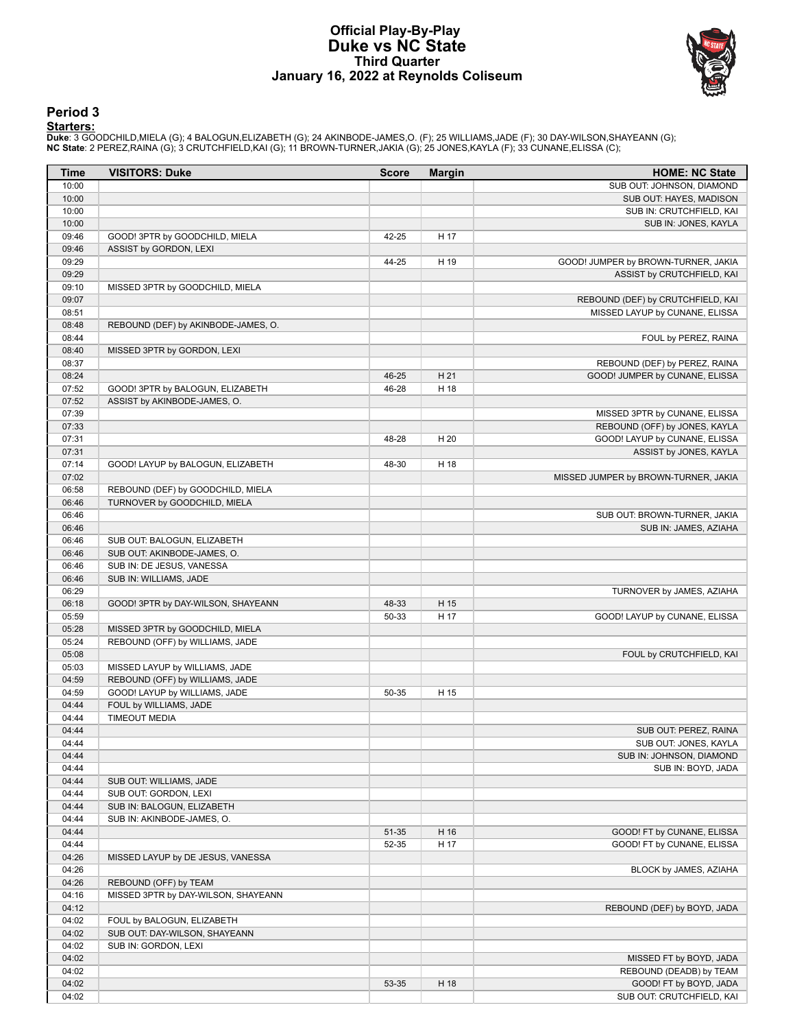# Official Play-By-Play
# Duke vs NC State
## Third Quarter
### January 16, 2022 at Reynolds Coliseum

## Period 3

**Starters:**

**Duke**: 3 GOODCHILD,MIELA (G); 4 BALOGUN,ELIZABETH (G); 24 AKINBODE-JAMES,O. (F); 25 WILLIAMS,JADE (F); 30 DAY-WILSON,SHAYEANN (G);
**NC State**: 2 PEREZ,RAINA (G); 3 CRUTCHFIELD,KAI (G); 11 BROWN-TURNER,JAKIA (G); 25 JONES,KAYLA (F); 33 CUNANE,ELISSA (C);

| Time | VISITORS: Duke | Score | Margin | HOME: NC State |
|---|---|---|---|---|
| 10:00 | | | | SUB OUT: JOHNSON, DIAMOND |
| 10:00 | | | | SUB OUT: HAYES, MADISON |
| 10:00 | | | | SUB IN: CRUTCHFIELD, KAI |
| 10:00 | | | | SUB IN: JONES, KAYLA |
| 09:46 | GOOD! 3PTR by GOODCHILD, MIELA | 42-25 | H 17 | |
| 09:46 | ASSIST by GORDON, LEXI | | | |
| 09:29 | | 44-25 | H 19 | GOOD! JUMPER by BROWN-TURNER, JAKIA |
| 09:29 | | | | ASSIST by CRUTCHFIELD, KAI |
| 09:10 | MISSED 3PTR by GOODCHILD, MIELA | | | |
| 09:07 | | | | REBOUND (DEF) by CRUTCHFIELD, KAI |
| 08:51 | | | | MISSED LAYUP by CUNANE, ELISSA |
| 08:48 | REBOUND (DEF) by AKINBODE-JAMES, O. | | | |
| 08:44 | | | | FOUL by PEREZ, RAINA |
| 08:40 | MISSED 3PTR by GORDON, LEXI | | | |
| 08:37 | | | | REBOUND (DEF) by PEREZ, RAINA |
| 08:24 | | 46-25 | H 21 | GOOD! JUMPER by CUNANE, ELISSA |
| 07:52 | GOOD! 3PTR by BALOGUN, ELIZABETH | 46-28 | H 18 | |
| 07:52 | ASSIST by AKINBODE-JAMES, O. | | | |
| 07:39 | | | | MISSED 3PTR by CUNANE, ELISSA |
| 07:33 | | | | REBOUND (OFF) by JONES, KAYLA |
| 07:31 | | 48-28 | H 20 | GOOD! LAYUP by CUNANE, ELISSA |
| 07:31 | | | | ASSIST by JONES, KAYLA |
| 07:14 | GOOD! LAYUP by BALOGUN, ELIZABETH | 48-30 | H 18 | |
| 07:02 | | | | MISSED JUMPER by BROWN-TURNER, JAKIA |
| 06:58 | REBOUND (DEF) by GOODCHILD, MIELA | | | |
| 06:46 | TURNOVER by GOODCHILD, MIELA | | | |
| 06:46 | | | | SUB OUT: BROWN-TURNER, JAKIA |
| 06:46 | | | | SUB IN: JAMES, AZIAHA |
| 06:46 | SUB OUT: BALOGUN, ELIZABETH | | | |
| 06:46 | SUB OUT: AKINBODE-JAMES, O. | | | |
| 06:46 | SUB IN: DE JESUS, VANESSA | | | |
| 06:46 | SUB IN: WILLIAMS, JADE | | | |
| 06:29 | | | | TURNOVER by JAMES, AZIAHA |
| 06:18 | GOOD! 3PTR by DAY-WILSON, SHAYEANN | 48-33 | H 15 | |
| 05:59 | | 50-33 | H 17 | GOOD! LAYUP by CUNANE, ELISSA |
| 05:28 | MISSED 3PTR by GOODCHILD, MIELA | | | |
| 05:24 | REBOUND (OFF) by WILLIAMS, JADE | | | |
| 05:08 | | | | FOUL by CRUTCHFIELD, KAI |
| 05:03 | MISSED LAYUP by WILLIAMS, JADE | | | |
| 04:59 | REBOUND (OFF) by WILLIAMS, JADE | | | |
| 04:59 | GOOD! LAYUP by WILLIAMS, JADE | 50-35 | H 15 | |
| 04:44 | FOUL by WILLIAMS, JADE | | | |
| 04:44 | TIMEOUT MEDIA | | | |
| 04:44 | | | | SUB OUT: PEREZ, RAINA |
| 04:44 | | | | SUB OUT: JONES, KAYLA |
| 04:44 | | | | SUB IN: JOHNSON, DIAMOND |
| 04:44 | | | | SUB IN: BOYD, JADA |
| 04:44 | SUB OUT: WILLIAMS, JADE | | | |
| 04:44 | SUB OUT: GORDON, LEXI | | | |
| 04:44 | SUB IN: BALOGUN, ELIZABETH | | | |
| 04:44 | SUB IN: AKINBODE-JAMES, O. | | | |
| 04:44 | | 51-35 | H 16 | GOOD! FT by CUNANE, ELISSA |
| 04:44 | | 52-35 | H 17 | GOOD! FT by CUNANE, ELISSA |
| 04:26 | MISSED LAYUP by DE JESUS, VANESSA | | | |
| 04:26 | | | | BLOCK by JAMES, AZIAHA |
| 04:26 | REBOUND (OFF) by TEAM | | | |
| 04:16 | MISSED 3PTR by DAY-WILSON, SHAYEANN | | | |
| 04:12 | | | | REBOUND (DEF) by BOYD, JADA |
| 04:02 | FOUL by BALOGUN, ELIZABETH | | | |
| 04:02 | SUB OUT: DAY-WILSON, SHAYEANN | | | |
| 04:02 | SUB IN: GORDON, LEXI | | | |
| 04:02 | | | | MISSED FT by BOYD, JADA |
| 04:02 | | | | REBOUND (DEADB) by TEAM |
| 04:02 | | 53-35 | H 18 | GOOD! FT by BOYD, JADA |
| 04:02 | | | | SUB OUT: CRUTCHFIELD, KAI |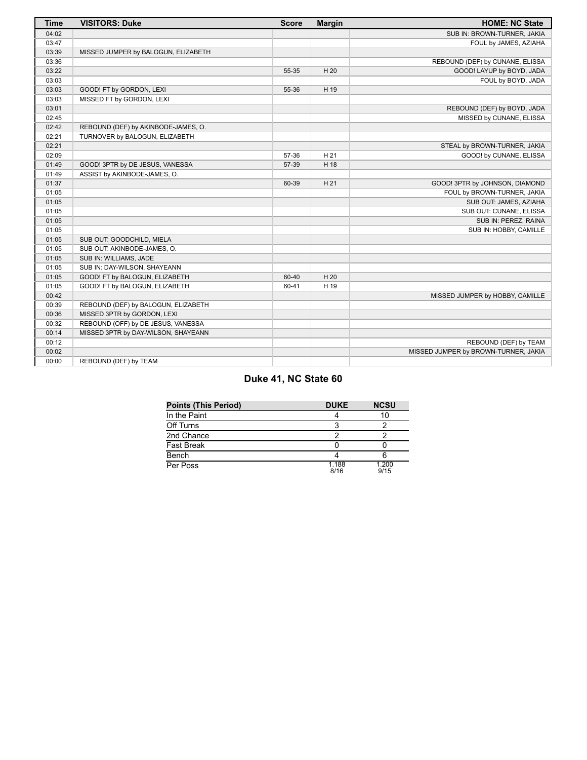| Time | VISITORS: Duke | Score | Margin | HOME: NC State |
| --- | --- | --- | --- | --- |
| 04:02 | | | | SUB IN: BROWN-TURNER, JAKIA |
| 03:47 | | | | FOUL by JAMES, AZIAHA |
| 03:39 | MISSED JUMPER by BALOGUN, ELIZABETH | | | |
| 03:36 | | | | REBOUND (DEF) by CUNANE, ELISSA |
| 03:22 | | 55-35 | H 20 | GOOD! LAYUP by BOYD, JADA |
| 03:03 | | | | FOUL by BOYD, JADA |
| 03:03 | GOOD! FT by GORDON, LEXI | 55-36 | H 19 | |
| 03:03 | MISSED FT by GORDON, LEXI | | | |
| 03:01 | | | | REBOUND (DEF) by BOYD, JADA |
| 02:45 | | | | MISSED by CUNANE, ELISSA |
| 02:42 | REBOUND (DEF) by AKINBODE-JAMES, O. | | | |
| 02:21 | TURNOVER by BALOGUN, ELIZABETH | | | |
| 02:21 | | | | STEAL by BROWN-TURNER, JAKIA |
| 02:09 | | 57-36 | H 21 | GOOD! by CUNANE, ELISSA |
| 01:49 | GOOD! 3PTR by DE JESUS, VANESSA | 57-39 | H 18 | |
| 01:49 | ASSIST by AKINBODE-JAMES, O. | | | |
| 01:37 | | 60-39 | H 21 | GOOD! 3PTR by JOHNSON, DIAMOND |
| 01:05 | | | | FOUL by BROWN-TURNER, JAKIA |
| 01:05 | | | | SUB OUT: JAMES, AZIAHA |
| 01:05 | | | | SUB OUT: CUNANE, ELISSA |
| 01:05 | | | | SUB IN: PEREZ, RAINA |
| 01:05 | | | | SUB IN: HOBBY, CAMILLE |
| 01:05 | SUB OUT: GOODCHILD, MIELA | | | |
| 01:05 | SUB OUT: AKINBODE-JAMES, O. | | | |
| 01:05 | SUB IN: WILLIAMS, JADE | | | |
| 01:05 | SUB IN: DAY-WILSON, SHAYEANN | | | |
| 01:05 | GOOD! FT by BALOGUN, ELIZABETH | 60-40 | H 20 | |
| 01:05 | GOOD! FT by BALOGUN, ELIZABETH | 60-41 | H 19 | |
| 00:42 | | | | MISSED JUMPER by HOBBY, CAMILLE |
| 00:39 | REBOUND (DEF) by BALOGUN, ELIZABETH | | | |
| 00:36 | MISSED 3PTR by GORDON, LEXI | | | |
| 00:32 | REBOUND (OFF) by DE JESUS, VANESSA | | | |
| 00:14 | MISSED 3PTR by DAY-WILSON, SHAYEANN | | | |
| 00:12 | | | | REBOUND (DEF) by TEAM |
| 00:02 | | | | MISSED JUMPER by BROWN-TURNER, JAKIA |
| 00:00 | REBOUND (DEF) by TEAM | | | |

## Duke 41, NC State 60

| Points (This Period) | DUKE | NCSU |
| --- | --- | --- |
| In the Paint | 4 | 10 |
| Off Turns | 3 | 2 |
| 2nd Chance | 2 | 2 |
| Fast Break | 0 | 0 |
| Bench | 4 | 6 |
| Per Poss | 1.188 8/16 | 1.200 9/15 |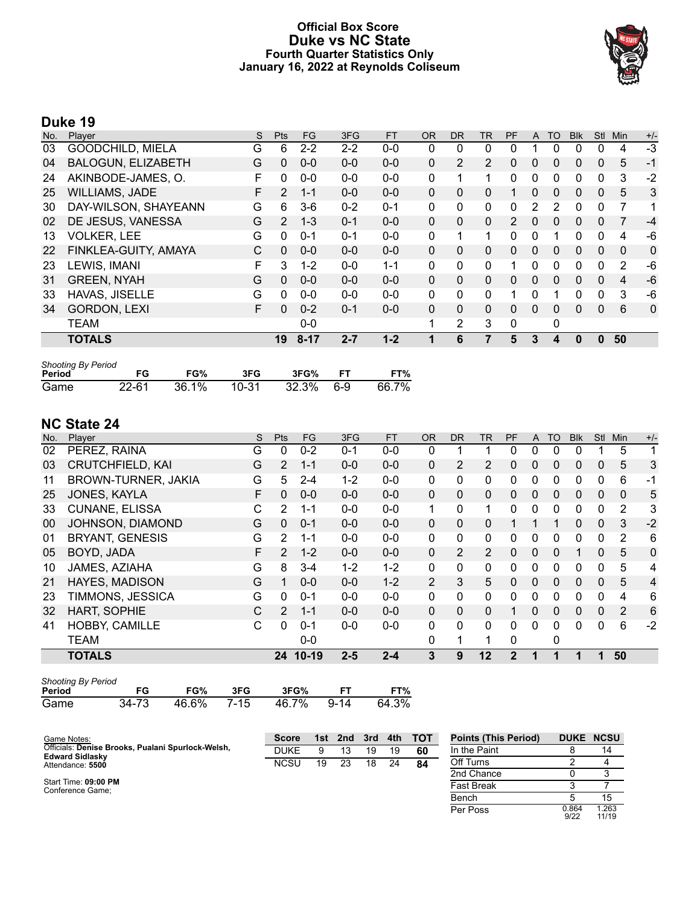# Official Box Score
# Duke vs NC State
### Fourth Quarter Statistics Only
### January 16, 2022 at Reynolds Coliseum

## Duke 19

| No. | Player | S | Pts | FG | 3FG | FT | OR | DR | TR | PF | A | TO | Blk | Stl | Min | +/- |
|---|---|---|---|---|---|---|---|---|---|---|---|---|---|---|---|---|
| 03 | GOODCHILD, MIELA | G | 6 | 2-2 | 2-2 | 0-0 | 0 | 0 | 0 | 0 | 1 | 0 | 0 | 0 | 4 | -3 |
| 04 | BALOGUN, ELIZABETH | G | 0 | 0-0 | 0-0 | 0-0 | 0 | 2 | 2 | 0 | 0 | 0 | 0 | 0 | 5 | -1 |
| 24 | AKINBODE-JAMES, O. | F | 0 | 0-0 | 0-0 | 0-0 | 0 | 1 | 1 | 0 | 0 | 0 | 0 | 0 | 3 | -2 |
| 25 | WILLIAMS, JADE | F | 2 | 1-1 | 0-0 | 0-0 | 0 | 0 | 0 | 1 | 0 | 0 | 0 | 0 | 5 | 3 |
| 30 | DAY-WILSON, SHAYEANN | G | 6 | 3-6 | 0-2 | 0-1 | 0 | 0 | 0 | 0 | 2 | 2 | 0 | 0 | 7 | 1 |
| 02 | DE JESUS, VANESSA | G | 2 | 1-3 | 0-1 | 0-0 | 0 | 0 | 0 | 2 | 0 | 0 | 0 | 0 | 7 | -4 |
| 13 | VOLKER, LEE | G | 0 | 0-1 | 0-1 | 0-0 | 0 | 1 | 1 | 0 | 0 | 1 | 0 | 0 | 4 | -6 |
| 22 | FINKLEA-GUITY, AMAYA | C | 0 | 0-0 | 0-0 | 0-0 | 0 | 0 | 0 | 0 | 0 | 0 | 0 | 0 | 0 | 0 |
| 23 | LEWIS, IMANI | F | 3 | 1-2 | 0-0 | 1-1 | 0 | 0 | 0 | 1 | 0 | 0 | 0 | 0 | 2 | -6 |
| 31 | GREEN, NYAH | G | 0 | 0-0 | 0-0 | 0-0 | 0 | 0 | 0 | 0 | 0 | 0 | 0 | 0 | 4 | -6 |
| 33 | HAVAS, JISELLE | G | 0 | 0-0 | 0-0 | 0-0 | 0 | 0 | 0 | 1 | 0 | 1 | 0 | 0 | 3 | -6 |
| 34 | GORDON, LEXI | F | 0 | 0-2 | 0-1 | 0-0 | 0 | 0 | 0 | 0 | 0 | 0 | 0 | 0 | 6 | 0 |
| | TEAM | | | 0-0 | | | 1 | 2 | 3 | 0 | | 0 | | | | |
| | **TOTALS** | | **19** | **8-17** | **2-7** | **1-2** | **1** | **6** | **7** | **5** | **3** | **4** | **0** | **0** | **50** | |

*Shooting By Period*

| Period | FG | FG% | 3FG | 3FG% | FT | FT% |
|---|---|---|---|---|---|---|
| Game | 22-61 | 36.1% | 10-31 | 32.3% | 6-9 | 66.7% |

## NC State 24

| No. | Player | S | Pts | FG | 3FG | FT | OR | DR | TR | PF | A | TO | Blk | Stl | Min | +/- |
|---|---|---|---|---|---|---|---|---|---|---|---|---|---|---|---|---|
| 02 | PEREZ, RAINA | G | 0 | 0-2 | 0-1 | 0-0 | 0 | 1 | 1 | 0 | 0 | 0 | 0 | 1 | 5 | 1 |
| 03 | CRUTCHFIELD, KAI | G | 2 | 1-1 | 0-0 | 0-0 | 0 | 2 | 2 | 0 | 0 | 0 | 0 | 0 | 5 | 3 |
| 11 | BROWN-TURNER, JAKIA | G | 5 | 2-4 | 1-2 | 0-0 | 0 | 0 | 0 | 0 | 0 | 0 | 0 | 0 | 6 | -1 |
| 25 | JONES, KAYLA | F | 0 | 0-0 | 0-0 | 0-0 | 0 | 0 | 0 | 0 | 0 | 0 | 0 | 0 | 0 | 5 |
| 33 | CUNANE, ELISSA | C | 2 | 1-1 | 0-0 | 0-0 | 1 | 0 | 1 | 0 | 0 | 0 | 0 | 0 | 2 | 3 |
| 00 | JOHNSON, DIAMOND | G | 0 | 0-1 | 0-0 | 0-0 | 0 | 0 | 0 | 1 | 1 | 1 | 0 | 0 | 3 | -2 |
| 01 | BRYANT, GENESIS | G | 2 | 1-1 | 0-0 | 0-0 | 0 | 0 | 0 | 0 | 0 | 0 | 0 | 0 | 2 | 6 |
| 05 | BOYD, JADA | F | 2 | 1-2 | 0-0 | 0-0 | 0 | 2 | 2 | 0 | 0 | 0 | 1 | 0 | 5 | 0 |
| 10 | JAMES, AZIAHA | G | 8 | 3-4 | 1-2 | 1-2 | 0 | 0 | 0 | 0 | 0 | 0 | 0 | 0 | 5 | 4 |
| 21 | HAYES, MADISON | G | 1 | 0-0 | 0-0 | 1-2 | 2 | 3 | 5 | 0 | 0 | 0 | 0 | 0 | 5 | 4 |
| 23 | TIMMONS, JESSICA | G | 0 | 0-1 | 0-0 | 0-0 | 0 | 0 | 0 | 0 | 0 | 0 | 0 | 0 | 4 | 6 |
| 32 | HART, SOPHIE | C | 2 | 1-1 | 0-0 | 0-0 | 0 | 0 | 0 | 1 | 0 | 0 | 0 | 0 | 2 | 6 |
| 41 | HOBBY, CAMILLE | C | 0 | 0-1 | 0-0 | 0-0 | 0 | 0 | 0 | 0 | 0 | 0 | 0 | 0 | 6 | -2 |
| | TEAM | | | 0-0 | | | 0 | 1 | 1 | 0 | | 0 | | | | |
| | **TOTALS** | | **24** | **10-19** | **2-5** | **2-4** | **3** | **9** | **12** | **2** | **1** | **1** | **1** | **1** | **50** | |

*Shooting By Period*

| Period | FG | FG% | 3FG | 3FG% | FT | FT% |
|---|---|---|---|---|---|---|
| Game | 34-73 | 46.6% | 7-15 | 46.7% | 9-14 | 64.3% |

Game Notes:
Officials: **Denise Brooks, Pualani Spurlock-Welsh, Edward Sidlasky**
Attendance: **5500**

Start Time: **09:00 PM**
Conference Game;

| Score | 1st | 2nd | 3rd | 4th | TOT |
|---|---|---|---|---|---|
| DUKE | 9 | 13 | 19 | 19 | **60** |
| NCSU | 19 | 23 | 18 | 24 | **84** |

| Points (This Period) | DUKE | NCSU |
|---|---|---|
| In the Paint | 8 | 14 |
| Off Turns | 2 | 4 |
| 2nd Chance | 0 | 3 |
| Fast Break | 3 | 7 |
| Bench | 5 | 15 |
| Per Poss | 0.864 9/22 | 1.263 11/19 |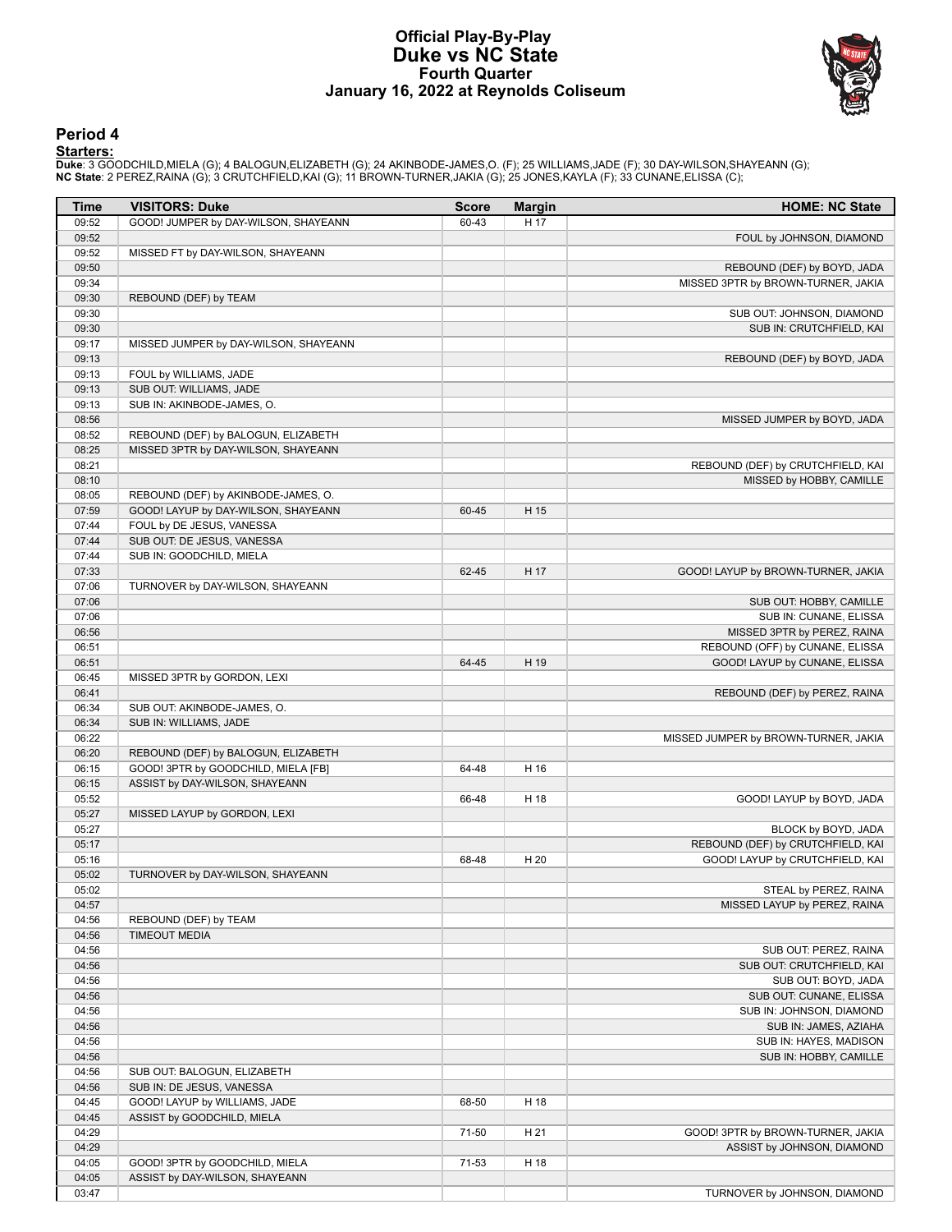# Official Play-By-Play
# Duke vs NC State
# Fourth Quarter
# January 16, 2022 at Reynolds Coliseum

## Period 4

**Starters:**

**Duke**: 3 GOODCHILD,MIELA (G); 4 BALOGUN,ELIZABETH (G); 24 AKINBODE-JAMES,O. (F); 25 WILLIAMS,JADE (F); 30 DAY-WILSON,SHAYEANN (G);
**NC State**: 2 PEREZ,RAINA (G); 3 CRUTCHFIELD,KAI (G); 11 BROWN-TURNER,JAKIA (G); 25 JONES,KAYLA (F); 33 CUNANE,ELISSA (C);

| Time | VISITORS: Duke | Score | Margin | HOME: NC State |
|---|---|---|---|---|
| 09:52 | GOOD! JUMPER by DAY-WILSON, SHAYEANN | 60-43 | H 17 | |
| 09:52 | | | | FOUL by JOHNSON, DIAMOND |
| 09:52 | MISSED FT by DAY-WILSON, SHAYEANN | | | |
| 09:50 | | | | REBOUND (DEF) by BOYD, JADA |
| 09:34 | | | | MISSED 3PTR by BROWN-TURNER, JAKIA |
| 09:30 | REBOUND (DEF) by TEAM | | | |
| 09:30 | | | | SUB OUT: JOHNSON, DIAMOND |
| 09:30 | | | | SUB IN: CRUTCHFIELD, KAI |
| 09:17 | MISSED JUMPER by DAY-WILSON, SHAYEANN | | | |
| 09:13 | | | | REBOUND (DEF) by BOYD, JADA |
| 09:13 | FOUL by WILLIAMS, JADE | | | |
| 09:13 | SUB OUT: WILLIAMS, JADE | | | |
| 09:13 | SUB IN: AKINBODE-JAMES, O. | | | |
| 08:56 | | | | MISSED JUMPER by BOYD, JADA |
| 08:52 | REBOUND (DEF) by BALOGUN, ELIZABETH | | | |
| 08:25 | MISSED 3PTR by DAY-WILSON, SHAYEANN | | | |
| 08:21 | | | | REBOUND (DEF) by CRUTCHFIELD, KAI |
| 08:10 | | | | MISSED by HOBBY, CAMILLE |
| 08:05 | REBOUND (DEF) by AKINBODE-JAMES, O. | | | |
| 07:59 | GOOD! LAYUP by DAY-WILSON, SHAYEANN | 60-45 | H 15 | |
| 07:44 | FOUL by DE JESUS, VANESSA | | | |
| 07:44 | SUB OUT: DE JESUS, VANESSA | | | |
| 07:44 | SUB IN: GOODCHILD, MIELA | | | |
| 07:33 | | 62-45 | H 17 | GOOD! LAYUP by BROWN-TURNER, JAKIA |
| 07:06 | TURNOVER by DAY-WILSON, SHAYEANN | | | |
| 07:06 | | | | SUB OUT: HOBBY, CAMILLE |
| 07:06 | | | | SUB IN: CUNANE, ELISSA |
| 06:56 | | | | MISSED 3PTR by PEREZ, RAINA |
| 06:51 | | | | REBOUND (OFF) by CUNANE, ELISSA |
| 06:51 | | 64-45 | H 19 | GOOD! LAYUP by CUNANE, ELISSA |
| 06:45 | MISSED 3PTR by GORDON, LEXI | | | |
| 06:41 | | | | REBOUND (DEF) by PEREZ, RAINA |
| 06:34 | SUB OUT: AKINBODE-JAMES, O. | | | |
| 06:34 | SUB IN: WILLIAMS, JADE | | | |
| 06:22 | | | | MISSED JUMPER by BROWN-TURNER, JAKIA |
| 06:20 | REBOUND (DEF) by BALOGUN, ELIZABETH | | | |
| 06:15 | GOOD! 3PTR by GOODCHILD, MIELA [FB] | 64-48 | H 16 | |
| 06:15 | ASSIST by DAY-WILSON, SHAYEANN | | | |
| 05:52 | | 66-48 | H 18 | GOOD! LAYUP by BOYD, JADA |
| 05:27 | MISSED LAYUP by GORDON, LEXI | | | |
| 05:27 | | | | BLOCK by BOYD, JADA |
| 05:17 | | | | REBOUND (DEF) by CRUTCHFIELD, KAI |
| 05:16 | | 68-48 | H 20 | GOOD! LAYUP by CRUTCHFIELD, KAI |
| 05:02 | TURNOVER by DAY-WILSON, SHAYEANN | | | |
| 05:02 | | | | STEAL by PEREZ, RAINA |
| 04:57 | | | | MISSED LAYUP by PEREZ, RAINA |
| 04:56 | REBOUND (DEF) by TEAM | | | |
| 04:56 | TIMEOUT MEDIA | | | |
| 04:56 | | | | SUB OUT: PEREZ, RAINA |
| 04:56 | | | | SUB OUT: CRUTCHFIELD, KAI |
| 04:56 | | | | SUB OUT: BOYD, JADA |
| 04:56 | | | | SUB OUT: CUNANE, ELISSA |
| 04:56 | | | | SUB IN: JOHNSON, DIAMOND |
| 04:56 | | | | SUB IN: JAMES, AZIAHA |
| 04:56 | | | | SUB IN: HAYES, MADISON |
| 04:56 | | | | SUB IN: HOBBY, CAMILLE |
| 04:56 | SUB OUT: BALOGUN, ELIZABETH | | | |
| 04:56 | SUB IN: DE JESUS, VANESSA | | | |
| 04:45 | GOOD! LAYUP by WILLIAMS, JADE | 68-50 | H 18 | |
| 04:45 | ASSIST by GOODCHILD, MIELA | | | |
| 04:29 | | 71-50 | H 21 | GOOD! 3PTR by BROWN-TURNER, JAKIA |
| 04:29 | | | | ASSIST by JOHNSON, DIAMOND |
| 04:05 | GOOD! 3PTR by GOODCHILD, MIELA | 71-53 | H 18 | |
| 04:05 | ASSIST by DAY-WILSON, SHAYEANN | | | |
| 03:47 | | | | TURNOVER by JOHNSON, DIAMOND |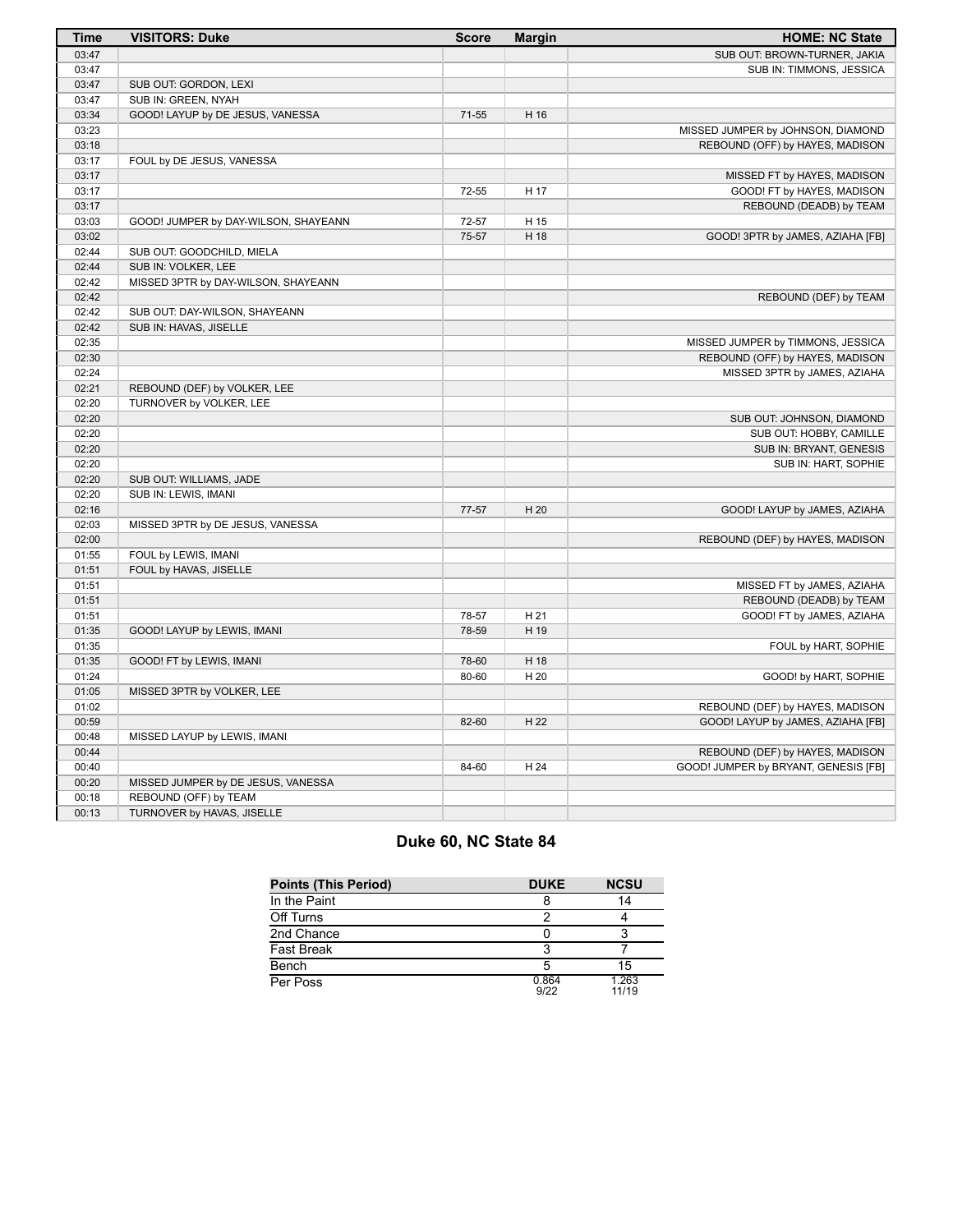| Time | VISITORS: Duke | Score | Margin | HOME: NC State |
|---|---|---|---|---|
| 03:47 | | | | SUB OUT: BROWN-TURNER, JAKIA |
| 03:47 | | | | SUB IN: TIMMONS, JESSICA |
| 03:47 | SUB OUT: GORDON, LEXI | | | |
| 03:47 | SUB IN: GREEN, NYAH | | | |
| 03:34 | GOOD! LAYUP by DE JESUS, VANESSA | 71-55 | H 16 | |
| 03:23 | | | | MISSED JUMPER by JOHNSON, DIAMOND |
| 03:18 | | | | REBOUND (OFF) by HAYES, MADISON |
| 03:17 | FOUL by DE JESUS, VANESSA | | | |
| 03:17 | | | | MISSED FT by HAYES, MADISON |
| 03:17 | | 72-55 | H 17 | GOOD! FT by HAYES, MADISON |
| 03:17 | | | | REBOUND (DEADB) by TEAM |
| 03:03 | GOOD! JUMPER by DAY-WILSON, SHAYEANN | 72-57 | H 15 | |
| 03:02 | | 75-57 | H 18 | GOOD! 3PTR by JAMES, AZIAHA [FB] |
| 02:44 | SUB OUT: GOODCHILD, MIELA | | | |
| 02:44 | SUB IN: VOLKER, LEE | | | |
| 02:42 | MISSED 3PTR by DAY-WILSON, SHAYEANN | | | |
| 02:42 | | | | REBOUND (DEF) by TEAM |
| 02:42 | SUB OUT: DAY-WILSON, SHAYEANN | | | |
| 02:42 | SUB IN: HAVAS, JISELLE | | | |
| 02:35 | | | | MISSED JUMPER by TIMMONS, JESSICA |
| 02:30 | | | | REBOUND (OFF) by HAYES, MADISON |
| 02:24 | | | | MISSED 3PTR by JAMES, AZIAHA |
| 02:21 | REBOUND (DEF) by VOLKER, LEE | | | |
| 02:20 | TURNOVER by VOLKER, LEE | | | |
| 02:20 | | | | SUB OUT: JOHNSON, DIAMOND |
| 02:20 | | | | SUB OUT: HOBBY, CAMILLE |
| 02:20 | | | | SUB IN: BRYANT, GENESIS |
| 02:20 | | | | SUB IN: HART, SOPHIE |
| 02:20 | SUB OUT: WILLIAMS, JADE | | | |
| 02:20 | SUB IN: LEWIS, IMANI | | | |
| 02:16 | | 77-57 | H 20 | GOOD! LAYUP by JAMES, AZIAHA |
| 02:03 | MISSED 3PTR by DE JESUS, VANESSA | | | |
| 02:00 | | | | REBOUND (DEF) by HAYES, MADISON |
| 01:55 | FOUL by LEWIS, IMANI | | | |
| 01:51 | FOUL by HAVAS, JISELLE | | | |
| 01:51 | | | | MISSED FT by JAMES, AZIAHA |
| 01:51 | | | | REBOUND (DEADB) by TEAM |
| 01:51 | | 78-57 | H 21 | GOOD! FT by JAMES, AZIAHA |
| 01:35 | GOOD! LAYUP by LEWIS, IMANI | 78-59 | H 19 | |
| 01:35 | | | | FOUL by HART, SOPHIE |
| 01:35 | GOOD! FT by LEWIS, IMANI | 78-60 | H 18 | |
| 01:24 | | 80-60 | H 20 | GOOD! by HART, SOPHIE |
| 01:05 | MISSED 3PTR by VOLKER, LEE | | | |
| 01:02 | | | | REBOUND (DEF) by HAYES, MADISON |
| 00:59 | | 82-60 | H 22 | GOOD! LAYUP by JAMES, AZIAHA [FB] |
| 00:48 | MISSED LAYUP by LEWIS, IMANI | | | |
| 00:44 | | | | REBOUND (DEF) by HAYES, MADISON |
| 00:40 | | 84-60 | H 24 | GOOD! JUMPER by BRYANT, GENESIS [FB] |
| 00:20 | MISSED JUMPER by DE JESUS, VANESSA | | | |
| 00:18 | REBOUND (OFF) by TEAM | | | |
| 00:13 | TURNOVER by HAVAS, JISELLE | | | |

## Duke 60, NC State 84

| Points (This Period) | DUKE | NCSU |
|---|---|---|
| In the Paint | 8 | 14 |
| Off Turns | 2 | 4 |
| 2nd Chance | 0 | 3 |
| Fast Break | 3 | 7 |
| Bench | 5 | 15 |
| Per Poss | 0.864 9/22 | 1.263 11/19 |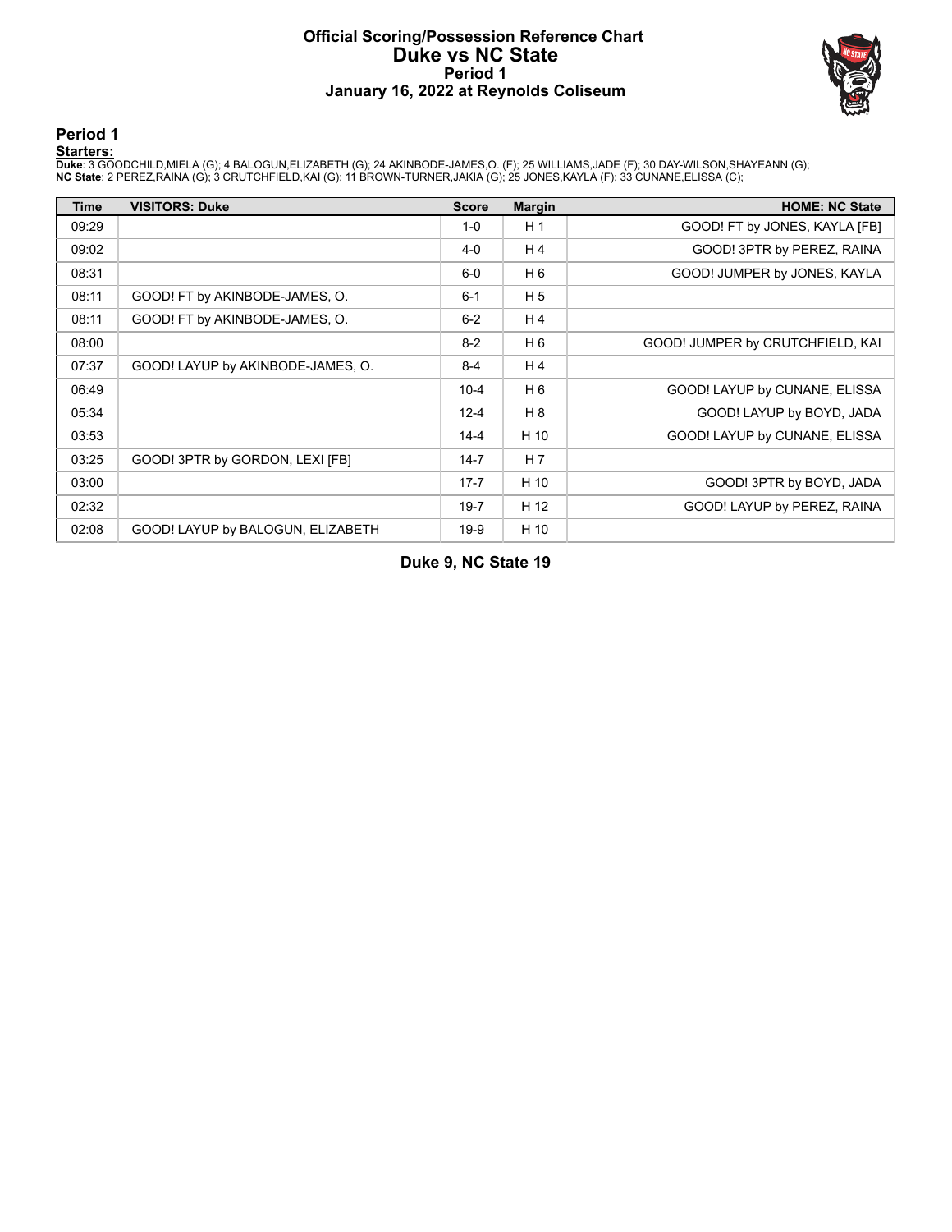# Official Scoring/Possession Reference Chart
# Duke vs NC State
## Period 1
## January 16, 2022 at Reynolds Coliseum

## Period 1

**Starters:**

**Duke**: 3 GOODCHILD,MIELA (G); 4 BALOGUN,ELIZABETH (G); 24 AKINBODE-JAMES,O. (F); 25 WILLIAMS,JADE (F); 30 DAY-WILSON,SHAYEANN (G);
**NC State**: 2 PEREZ,RAINA (G); 3 CRUTCHFIELD,KAI (G); 11 BROWN-TURNER,JAKIA (G); 25 JONES,KAYLA (F); 33 CUNANE,ELISSA (C);

| Time | VISITORS: Duke | Score | Margin | HOME: NC State |
|---|---|---|---|---|
| 09:29 | | 1-0 | H 1 | GOOD! FT by JONES, KAYLA [FB] |
| 09:02 | | 4-0 | H 4 | GOOD! 3PTR by PEREZ, RAINA |
| 08:31 | | 6-0 | H 6 | GOOD! JUMPER by JONES, KAYLA |
| 08:11 | GOOD! FT by AKINBODE-JAMES, O. | 6-1 | H 5 | |
| 08:11 | GOOD! FT by AKINBODE-JAMES, O. | 6-2 | H 4 | |
| 08:00 | | 8-2 | H 6 | GOOD! JUMPER by CRUTCHFIELD, KAI |
| 07:37 | GOOD! LAYUP by AKINBODE-JAMES, O. | 8-4 | H 4 | |
| 06:49 | | 10-4 | H 6 | GOOD! LAYUP by CUNANE, ELISSA |
| 05:34 | | 12-4 | H 8 | GOOD! LAYUP by BOYD, JADA |
| 03:53 | | 14-4 | H 10 | GOOD! LAYUP by CUNANE, ELISSA |
| 03:25 | GOOD! 3PTR by GORDON, LEXI [FB] | 14-7 | H 7 | |
| 03:00 | | 17-7 | H 10 | GOOD! 3PTR by BOYD, JADA |
| 02:32 | | 19-7 | H 12 | GOOD! LAYUP by PEREZ, RAINA |
| 02:08 | GOOD! LAYUP by BALOGUN, ELIZABETH | 19-9 | H 10 | |

**Duke 9, NC State 19**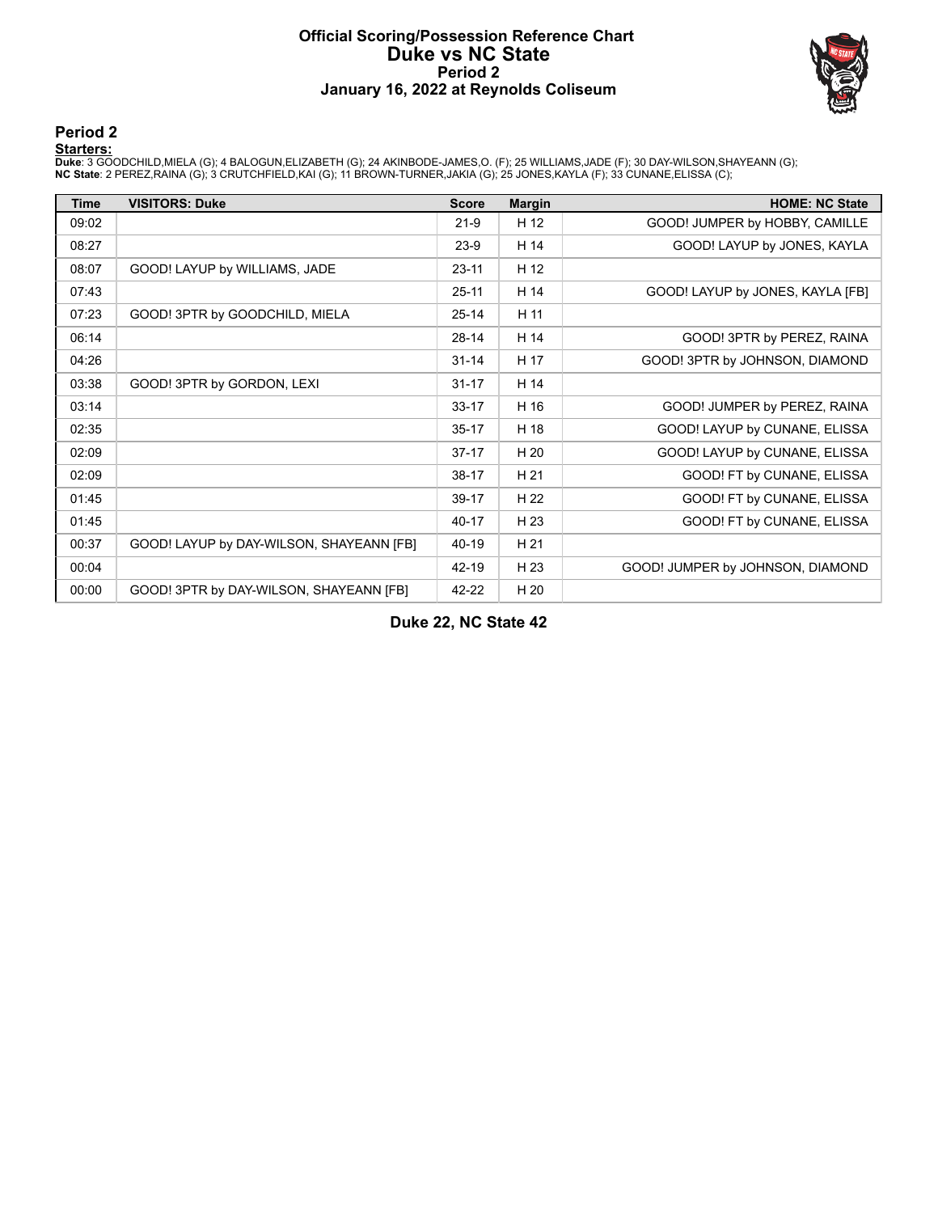# Official Scoring/Possession Reference Chart
# Duke vs NC State
## Period 2
## January 16, 2022 at Reynolds Coliseum

### Period 2

**Starters:**

**Duke**: 3 GOODCHILD,MIELA (G); 4 BALOGUN,ELIZABETH (G); 24 AKINBODE-JAMES,O. (F); 25 WILLIAMS,JADE (F); 30 DAY-WILSON,SHAYEANN (G);
**NC State**: 2 PEREZ,RAINA (G); 3 CRUTCHFIELD,KAI (G); 11 BROWN-TURNER,JAKIA (G); 25 JONES,KAYLA (F); 33 CUNANE,ELISSA (C);

| Time | VISITORS: Duke | Score | Margin | HOME: NC State |
|---|---|---|---|---|
| 09:02 | | 21-9 | H 12 | GOOD! JUMPER by HOBBY, CAMILLE |
| 08:27 | | 23-9 | H 14 | GOOD! LAYUP by JONES, KAYLA |
| 08:07 | GOOD! LAYUP by WILLIAMS, JADE | 23-11 | H 12 | |
| 07:43 | | 25-11 | H 14 | GOOD! LAYUP by JONES, KAYLA [FB] |
| 07:23 | GOOD! 3PTR by GOODCHILD, MIELA | 25-14 | H 11 | |
| 06:14 | | 28-14 | H 14 | GOOD! 3PTR by PEREZ, RAINA |
| 04:26 | | 31-14 | H 17 | GOOD! 3PTR by JOHNSON, DIAMOND |
| 03:38 | GOOD! 3PTR by GORDON, LEXI | 31-17 | H 14 | |
| 03:14 | | 33-17 | H 16 | GOOD! JUMPER by PEREZ, RAINA |
| 02:35 | | 35-17 | H 18 | GOOD! LAYUP by CUNANE, ELISSA |
| 02:09 | | 37-17 | H 20 | GOOD! LAYUP by CUNANE, ELISSA |
| 02:09 | | 38-17 | H 21 | GOOD! FT by CUNANE, ELISSA |
| 01:45 | | 39-17 | H 22 | GOOD! FT by CUNANE, ELISSA |
| 01:45 | | 40-17 | H 23 | GOOD! FT by CUNANE, ELISSA |
| 00:37 | GOOD! LAYUP by DAY-WILSON, SHAYEANN [FB] | 40-19 | H 21 | |
| 00:04 | | 42-19 | H 23 | GOOD! JUMPER by JOHNSON, DIAMOND |
| 00:00 | GOOD! 3PTR by DAY-WILSON, SHAYEANN [FB] | 42-22 | H 20 | |

**Duke 22, NC State 42**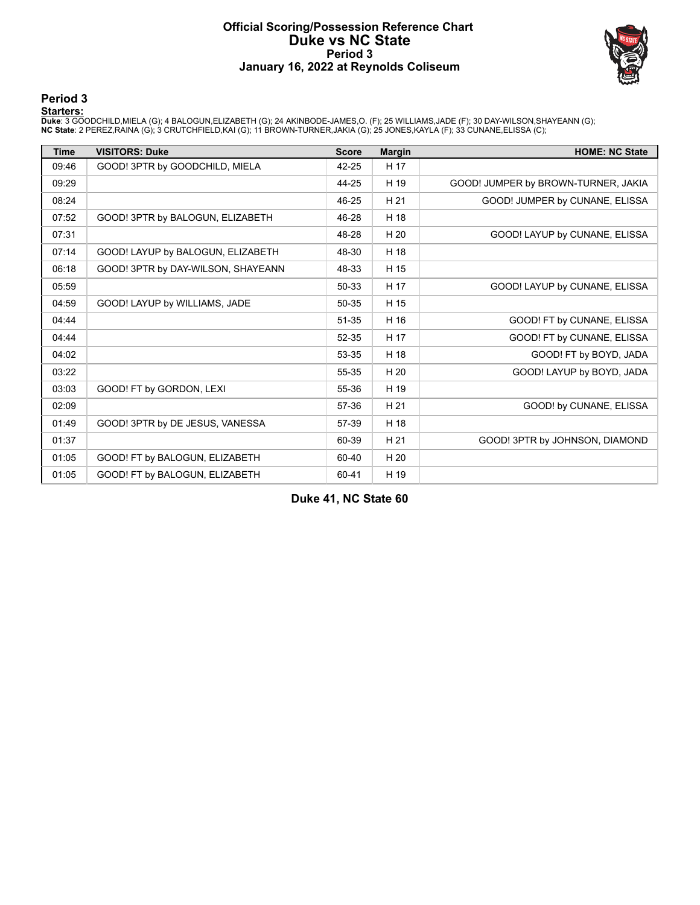# Official Scoring/Possession Reference Chart
## Duke vs NC State
### Period 3
### January 16, 2022 at Reynolds Coliseum

## Period 3

**Starters:**

**Duke**: 3 GOODCHILD,MIELA (G); 4 BALOGUN,ELIZABETH (G); 24 AKINBODE-JAMES,O. (F); 25 WILLIAMS,JADE (F); 30 DAY-WILSON,SHAYEANN (G);
**NC State**: 2 PEREZ,RAINA (G); 3 CRUTCHFIELD,KAI (G); 11 BROWN-TURNER,JAKIA (G); 25 JONES,KAYLA (F); 33 CUNANE,ELISSA (C);

| Time | VISITORS: Duke | Score | Margin | HOME: NC State |
|---|---|---|---|---|
| 09:46 | GOOD! 3PTR by GOODCHILD, MIELA | 42-25 | H 17 | |
| 09:29 | | 44-25 | H 19 | GOOD! JUMPER by BROWN-TURNER, JAKIA |
| 08:24 | | 46-25 | H 21 | GOOD! JUMPER by CUNANE, ELISSA |
| 07:52 | GOOD! 3PTR by BALOGUN, ELIZABETH | 46-28 | H 18 | |
| 07:31 | | 48-28 | H 20 | GOOD! LAYUP by CUNANE, ELISSA |
| 07:14 | GOOD! LAYUP by BALOGUN, ELIZABETH | 48-30 | H 18 | |
| 06:18 | GOOD! 3PTR by DAY-WILSON, SHAYEANN | 48-33 | H 15 | |
| 05:59 | | 50-33 | H 17 | GOOD! LAYUP by CUNANE, ELISSA |
| 04:59 | GOOD! LAYUP by WILLIAMS, JADE | 50-35 | H 15 | |
| 04:44 | | 51-35 | H 16 | GOOD! FT by CUNANE, ELISSA |
| 04:44 | | 52-35 | H 17 | GOOD! FT by CUNANE, ELISSA |
| 04:02 | | 53-35 | H 18 | GOOD! FT by BOYD, JADA |
| 03:22 | | 55-35 | H 20 | GOOD! LAYUP by BOYD, JADA |
| 03:03 | GOOD! FT by GORDON, LEXI | 55-36 | H 19 | |
| 02:09 | | 57-36 | H 21 | GOOD! by CUNANE, ELISSA |
| 01:49 | GOOD! 3PTR by DE JESUS, VANESSA | 57-39 | H 18 | |
| 01:37 | | 60-39 | H 21 | GOOD! 3PTR by JOHNSON, DIAMOND |
| 01:05 | GOOD! FT by BALOGUN, ELIZABETH | 60-40 | H 20 | |
| 01:05 | GOOD! FT by BALOGUN, ELIZABETH | 60-41 | H 19 | |

**Duke 41, NC State 60**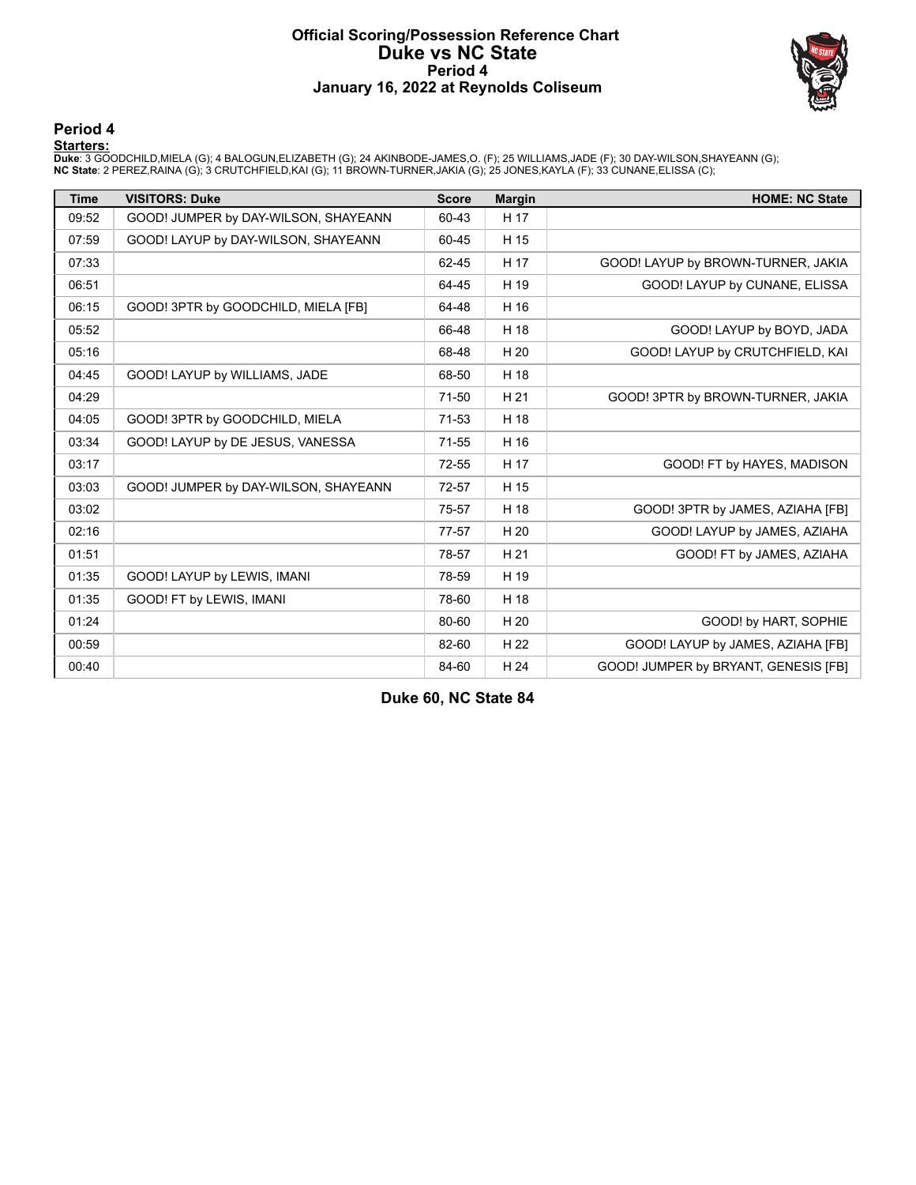# Official Scoring/Possession Reference Chart
# Duke vs NC State
## Period 4
### January 16, 2022 at Reynolds Coliseum

### Period 4

**Starters:**

**Duke**: 3 GOODCHILD,MIELA (G); 4 BALOGUN,ELIZABETH (G); 24 AKINBODE-JAMES,O. (F); 25 WILLIAMS,JADE (F); 30 DAY-WILSON,SHAYEANN (G);
**NC State**: 2 PEREZ,RAINA (G); 3 CRUTCHFIELD,KAI (G); 11 BROWN-TURNER,JAKIA (G); 25 JONES,KAYLA (F); 33 CUNANE,ELISSA (C);

| Time | VISITORS: Duke | Score | Margin | HOME: NC State |
|---|---|---|---|---|
| 09:52 | GOOD! JUMPER by DAY-WILSON, SHAYEANN | 60-43 | H 17 | |
| 07:59 | GOOD! LAYUP by DAY-WILSON, SHAYEANN | 60-45 | H 15 | |
| 07:33 | | 62-45 | H 17 | GOOD! LAYUP by BROWN-TURNER, JAKIA |
| 06:51 | | 64-45 | H 19 | GOOD! LAYUP by CUNANE, ELISSA |
| 06:15 | GOOD! 3PTR by GOODCHILD, MIELA [FB] | 64-48 | H 16 | |
| 05:52 | | 66-48 | H 18 | GOOD! LAYUP by BOYD, JADA |
| 05:16 | | 68-48 | H 20 | GOOD! LAYUP by CRUTCHFIELD, KAI |
| 04:45 | GOOD! LAYUP by WILLIAMS, JADE | 68-50 | H 18 | |
| 04:29 | | 71-50 | H 21 | GOOD! 3PTR by BROWN-TURNER, JAKIA |
| 04:05 | GOOD! 3PTR by GOODCHILD, MIELA | 71-53 | H 18 | |
| 03:34 | GOOD! LAYUP by DE JESUS, VANESSA | 71-55 | H 16 | |
| 03:17 | | 72-55 | H 17 | GOOD! FT by HAYES, MADISON |
| 03:03 | GOOD! JUMPER by DAY-WILSON, SHAYEANN | 72-57 | H 15 | |
| 03:02 | | 75-57 | H 18 | GOOD! 3PTR by JAMES, AZIAHA [FB] |
| 02:16 | | 77-57 | H 20 | GOOD! LAYUP by JAMES, AZIAHA |
| 01:51 | | 78-57 | H 21 | GOOD! FT by JAMES, AZIAHA |
| 01:35 | GOOD! LAYUP by LEWIS, IMANI | 78-59 | H 19 | |
| 01:35 | GOOD! FT by LEWIS, IMANI | 78-60 | H 18 | |
| 01:24 | | 80-60 | H 20 | GOOD! by HART, SOPHIE |
| 00:59 | | 82-60 | H 22 | GOOD! LAYUP by JAMES, AZIAHA [FB] |
| 00:40 | | 84-60 | H 24 | GOOD! JUMPER by BRYANT, GENESIS [FB] |

**Duke 60, NC State 84**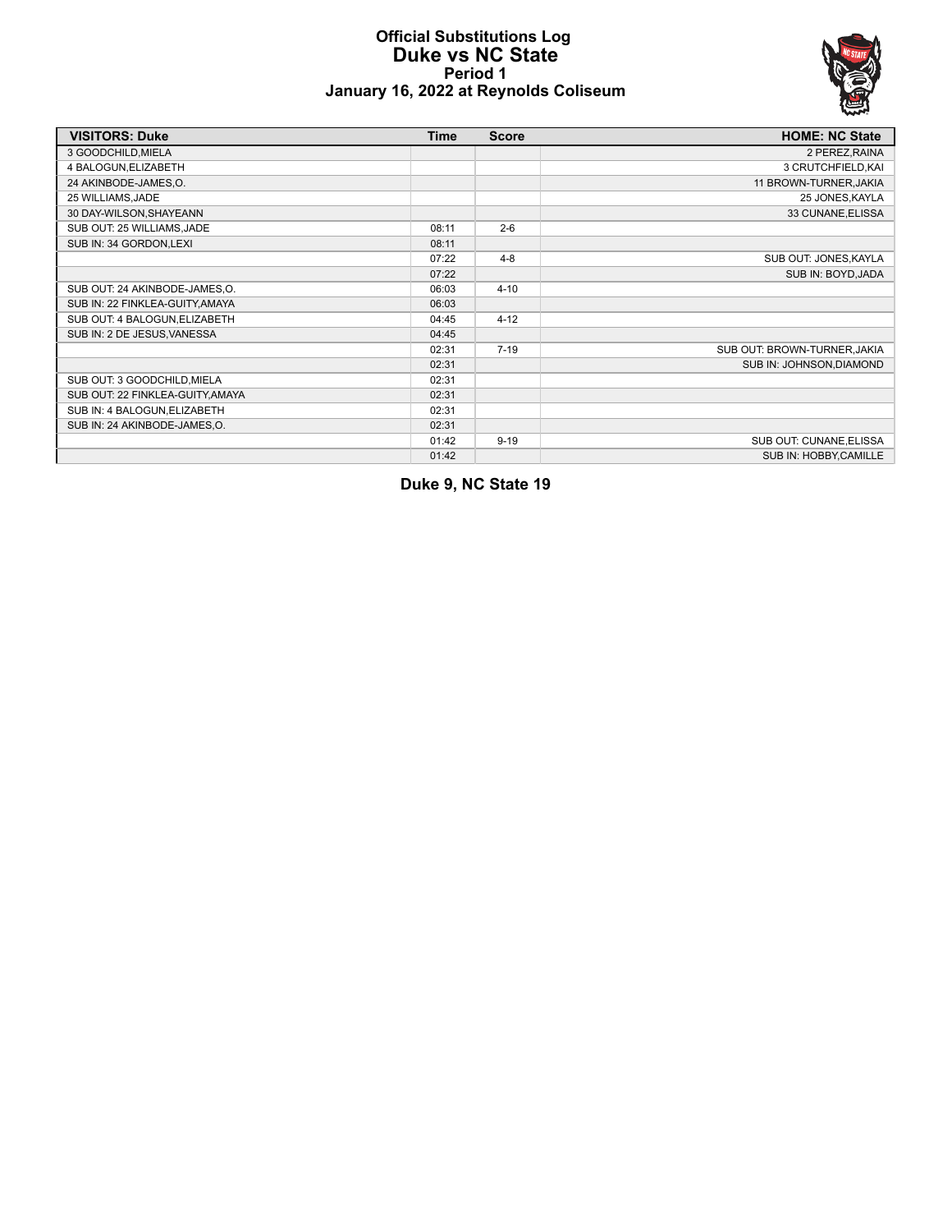# Official Substitutions Log
## Duke vs NC State
### Period 1
### January 16, 2022 at Reynolds Coliseum

| VISITORS: Duke | Time | Score | HOME: NC State |
|---|---|---|---|
| 3 GOODCHILD,MIELA | | | 2 PEREZ,RAINA |
| 4 BALOGUN,ELIZABETH | | | 3 CRUTCHFIELD,KAI |
| 24 AKINBODE-JAMES,O. | | | 11 BROWN-TURNER,JAKIA |
| 25 WILLIAMS,JADE | | | 25 JONES,KAYLA |
| 30 DAY-WILSON,SHAYEANN | | | 33 CUNANE,ELISSA |
| SUB OUT: 25 WILLIAMS,JADE | 08:11 | 2-6 | |
| SUB IN: 34 GORDON,LEXI | 08:11 | | |
| | 07:22 | 4-8 | SUB OUT: JONES,KAYLA |
| | 07:22 | | SUB IN: BOYD,JADA |
| SUB OUT: 24 AKINBODE-JAMES,O. | 06:03 | 4-10 | |
| SUB IN: 22 FINKLEA-GUITY,AMAYA | 06:03 | | |
| SUB OUT: 4 BALOGUN,ELIZABETH | 04:45 | 4-12 | |
| SUB IN: 2 DE JESUS,VANESSA | 04:45 | | |
| | 02:31 | 7-19 | SUB OUT: BROWN-TURNER,JAKIA |
| | 02:31 | | SUB IN: JOHNSON,DIAMOND |
| SUB OUT: 3 GOODCHILD,MIELA | 02:31 | | |
| SUB OUT: 22 FINKLEA-GUITY,AMAYA | 02:31 | | |
| SUB IN: 4 BALOGUN,ELIZABETH | 02:31 | | |
| SUB IN: 24 AKINBODE-JAMES,O. | 02:31 | | |
| | 01:42 | 9-19 | SUB OUT: CUNANE,ELISSA |
| | 01:42 | | SUB IN: HOBBY,CAMILLE |

**Duke 9, NC State 19**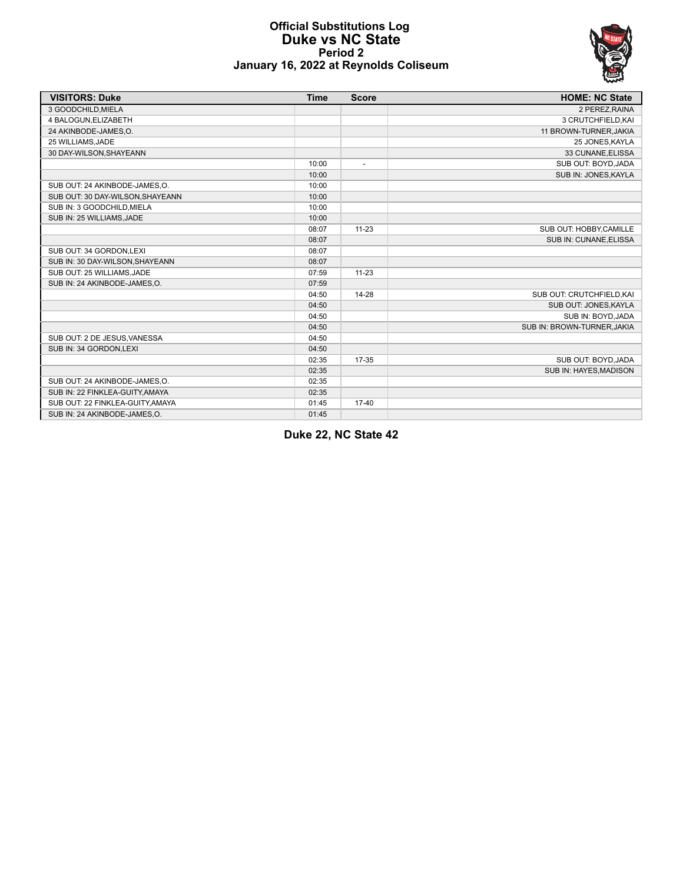# Official Substitutions Log
## Duke vs NC State
### Period 2
### January 16, 2022 at Reynolds Coliseum

| VISITORS: Duke | Time | Score | HOME: NC State |
|---|---|---|---|
| 3 GOODCHILD,MIELA | | | 2 PEREZ,RAINA |
| 4 BALOGUN,ELIZABETH | | | 3 CRUTCHFIELD,KAI |
| 24 AKINBODE-JAMES,O. | | | 11 BROWN-TURNER,JAKIA |
| 25 WILLIAMS,JADE | | | 25 JONES,KAYLA |
| 30 DAY-WILSON,SHAYEANN | | | 33 CUNANE,ELISSA |
| | 10:00 | - | SUB OUT: BOYD,JADA |
| | 10:00 | | SUB IN: JONES,KAYLA |
| SUB OUT: 24 AKINBODE-JAMES,O. | 10:00 | | |
| SUB OUT: 30 DAY-WILSON,SHAYEANN | 10:00 | | |
| SUB IN: 3 GOODCHILD,MIELA | 10:00 | | |
| SUB IN: 25 WILLIAMS,JADE | 10:00 | | |
| | 08:07 | 11-23 | SUB OUT: HOBBY,CAMILLE |
| | 08:07 | | SUB IN: CUNANE,ELISSA |
| SUB OUT: 34 GORDON,LEXI | 08:07 | | |
| SUB IN: 30 DAY-WILSON,SHAYEANN | 08:07 | | |
| SUB OUT: 25 WILLIAMS,JADE | 07:59 | 11-23 | |
| SUB IN: 24 AKINBODE-JAMES,O. | 07:59 | | |
| | 04:50 | 14-28 | SUB OUT: CRUTCHFIELD,KAI |
| | 04:50 | | SUB OUT: JONES,KAYLA |
| | 04:50 | | SUB IN: BOYD,JADA |
| | 04:50 | | SUB IN: BROWN-TURNER,JAKIA |
| SUB OUT: 2 DE JESUS,VANESSA | 04:50 | | |
| SUB IN: 34 GORDON,LEXI | 04:50 | | |
| | 02:35 | 17-35 | SUB OUT: BOYD,JADA |
| | 02:35 | | SUB IN: HAYES,MADISON |
| SUB OUT: 24 AKINBODE-JAMES,O. | 02:35 | | |
| SUB IN: 22 FINKLEA-GUITY,AMAYA | 02:35 | | |
| SUB OUT: 22 FINKLEA-GUITY,AMAYA | 01:45 | 17-40 | |
| SUB IN: 24 AKINBODE-JAMES,O. | 01:45 | | |

**Duke 22, NC State 42**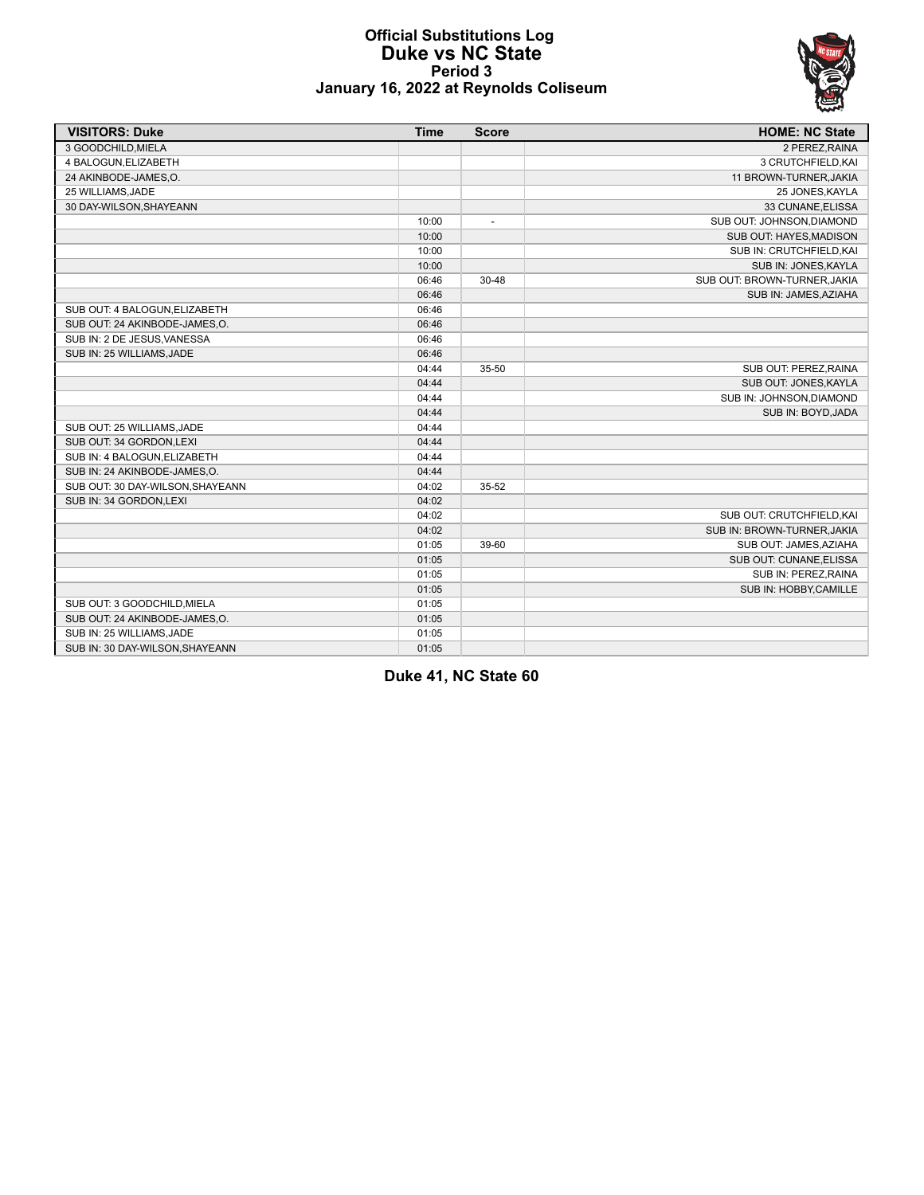# Official Substitutions Log
## Duke vs NC State
### Period 3
### January 16, 2022 at Reynolds Coliseum

| VISITORS: Duke | Time | Score | HOME: NC State |
|---|---|---|---|
| 3 GOODCHILD,MIELA | | | 2 PEREZ,RAINA |
| 4 BALOGUN,ELIZABETH | | | 3 CRUTCHFIELD,KAI |
| 24 AKINBODE-JAMES,O. | | | 11 BROWN-TURNER,JAKIA |
| 25 WILLIAMS,JADE | | | 25 JONES,KAYLA |
| 30 DAY-WILSON,SHAYEANN | | | 33 CUNANE,ELISSA |
| | 10:00 | - | SUB OUT: JOHNSON,DIAMOND |
| | 10:00 | | SUB OUT: HAYES,MADISON |
| | 10:00 | | SUB IN: CRUTCHFIELD,KAI |
| | 10:00 | | SUB IN: JONES,KAYLA |
| | 06:46 | 30-48 | SUB OUT: BROWN-TURNER,JAKIA |
| | 06:46 | | SUB IN: JAMES,AZIAHA |
| SUB OUT: 4 BALOGUN,ELIZABETH | 06:46 | | |
| SUB OUT: 24 AKINBODE-JAMES,O. | 06:46 | | |
| SUB IN: 2 DE JESUS,VANESSA | 06:46 | | |
| SUB IN: 25 WILLIAMS,JADE | 06:46 | | |
| | 04:44 | 35-50 | SUB OUT: PEREZ,RAINA |
| | 04:44 | | SUB OUT: JONES,KAYLA |
| | 04:44 | | SUB IN: JOHNSON,DIAMOND |
| | 04:44 | | SUB IN: BOYD,JADA |
| SUB OUT: 25 WILLIAMS,JADE | 04:44 | | |
| SUB OUT: 34 GORDON,LEXI | 04:44 | | |
| SUB IN: 4 BALOGUN,ELIZABETH | 04:44 | | |
| SUB IN: 24 AKINBODE-JAMES,O. | 04:44 | | |
| SUB OUT: 30 DAY-WILSON,SHAYEANN | 04:02 | 35-52 | |
| SUB IN: 34 GORDON,LEXI | 04:02 | | |
| | 04:02 | | SUB OUT: CRUTCHFIELD,KAI |
| | 04:02 | | SUB IN: BROWN-TURNER,JAKIA |
| | 01:05 | 39-60 | SUB OUT: JAMES,AZIAHA |
| | 01:05 | | SUB OUT: CUNANE,ELISSA |
| | 01:05 | | SUB IN: PEREZ,RAINA |
| | 01:05 | | SUB IN: HOBBY,CAMILLE |
| SUB OUT: 3 GOODCHILD,MIELA | 01:05 | | |
| SUB OUT: 24 AKINBODE-JAMES,O. | 01:05 | | |
| SUB IN: 25 WILLIAMS,JADE | 01:05 | | |
| SUB IN: 30 DAY-WILSON,SHAYEANN | 01:05 | | |

**Duke 41, NC State 60**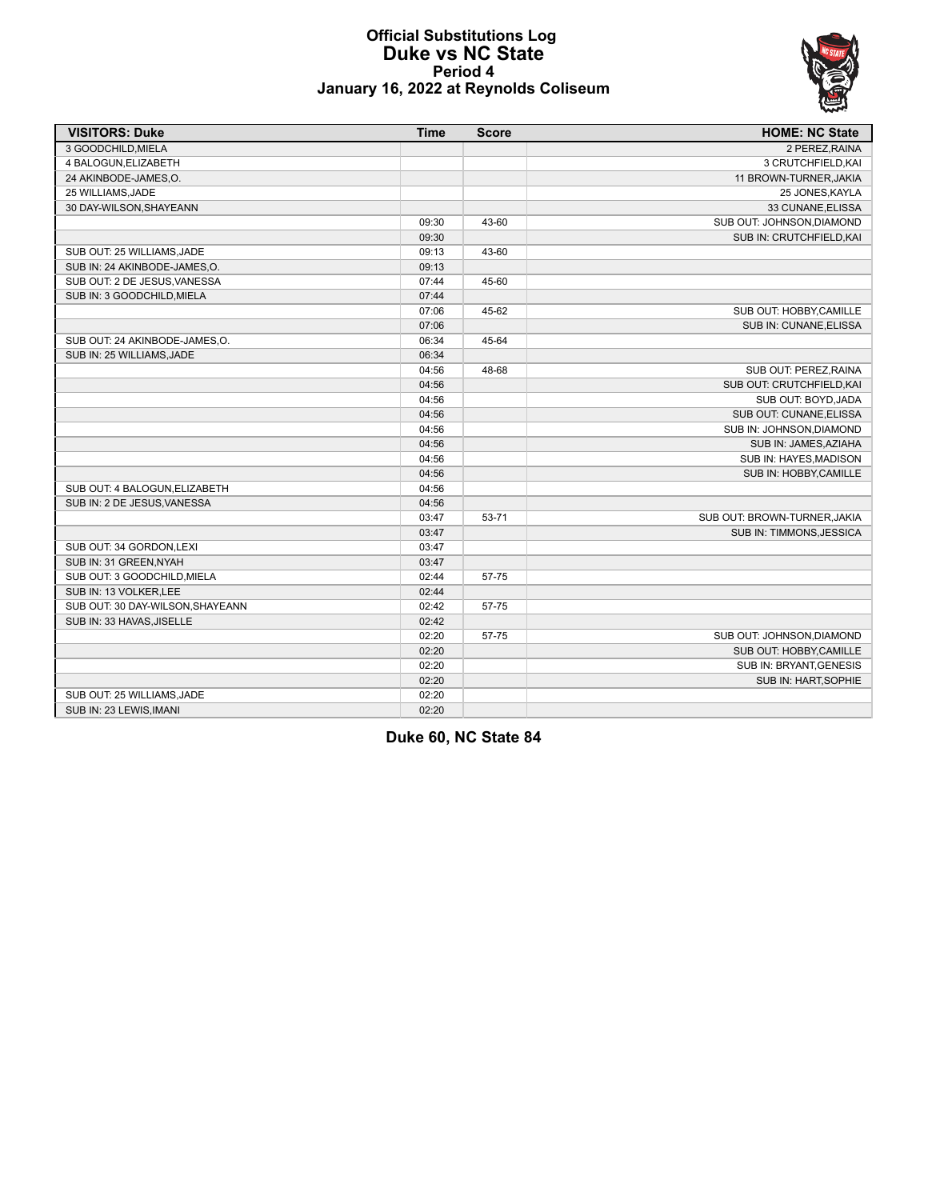# Official Substitutions Log
## Duke vs NC State
### Period 4
### January 16, 2022 at Reynolds Coliseum

| VISITORS: Duke | Time | Score | HOME: NC State |
|---|---|---|---|
| 3 GOODCHILD,MIELA | | | 2 PEREZ,RAINA |
| 4 BALOGUN,ELIZABETH | | | 3 CRUTCHFIELD,KAI |
| 24 AKINBODE-JAMES,O. | | | 11 BROWN-TURNER,JAKIA |
| 25 WILLIAMS,JADE | | | 25 JONES,KAYLA |
| 30 DAY-WILSON,SHAYEANN | | | 33 CUNANE,ELISSA |
| | 09:30 | 43-60 | SUB OUT: JOHNSON,DIAMOND |
| | 09:30 | | SUB IN: CRUTCHFIELD,KAI |
| SUB OUT: 25 WILLIAMS,JADE | 09:13 | 43-60 | |
| SUB IN: 24 AKINBODE-JAMES,O. | 09:13 | | |
| SUB OUT: 2 DE JESUS,VANESSA | 07:44 | 45-60 | |
| SUB IN: 3 GOODCHILD,MIELA | 07:44 | | |
| | 07:06 | 45-62 | SUB OUT: HOBBY,CAMILLE |
| | 07:06 | | SUB IN: CUNANE,ELISSA |
| SUB OUT: 24 AKINBODE-JAMES,O. | 06:34 | 45-64 | |
| SUB IN: 25 WILLIAMS,JADE | 06:34 | | |
| | 04:56 | 48-68 | SUB OUT: PEREZ,RAINA |
| | 04:56 | | SUB OUT: CRUTCHFIELD,KAI |
| | 04:56 | | SUB OUT: BOYD,JADA |
| | 04:56 | | SUB OUT: CUNANE,ELISSA |
| | 04:56 | | SUB IN: JOHNSON,DIAMOND |
| | 04:56 | | SUB IN: JAMES,AZIAHA |
| | 04:56 | | SUB IN: HAYES,MADISON |
| | 04:56 | | SUB IN: HOBBY,CAMILLE |
| SUB OUT: 4 BALOGUN,ELIZABETH | 04:56 | | |
| SUB IN: 2 DE JESUS,VANESSA | 04:56 | | |
| | 03:47 | 53-71 | SUB OUT: BROWN-TURNER,JAKIA |
| | 03:47 | | SUB IN: TIMMONS,JESSICA |
| SUB OUT: 34 GORDON,LEXI | 03:47 | | |
| SUB IN: 31 GREEN,NYAH | 03:47 | | |
| SUB OUT: 3 GOODCHILD,MIELA | 02:44 | 57-75 | |
| SUB IN: 13 VOLKER,LEE | 02:44 | | |
| SUB OUT: 30 DAY-WILSON,SHAYEANN | 02:42 | 57-75 | |
| SUB IN: 33 HAVAS,JISELLE | 02:42 | | |
| | 02:20 | 57-75 | SUB OUT: JOHNSON,DIAMOND |
| | 02:20 | | SUB OUT: HOBBY,CAMILLE |
| | 02:20 | | SUB IN: BRYANT,GENESIS |
| | 02:20 | | SUB IN: HART,SOPHIE |
| SUB OUT: 25 WILLIAMS,JADE | 02:20 | | |
| SUB IN: 23 LEWIS,IMANI | 02:20 | | |

**Duke 60, NC State 84**